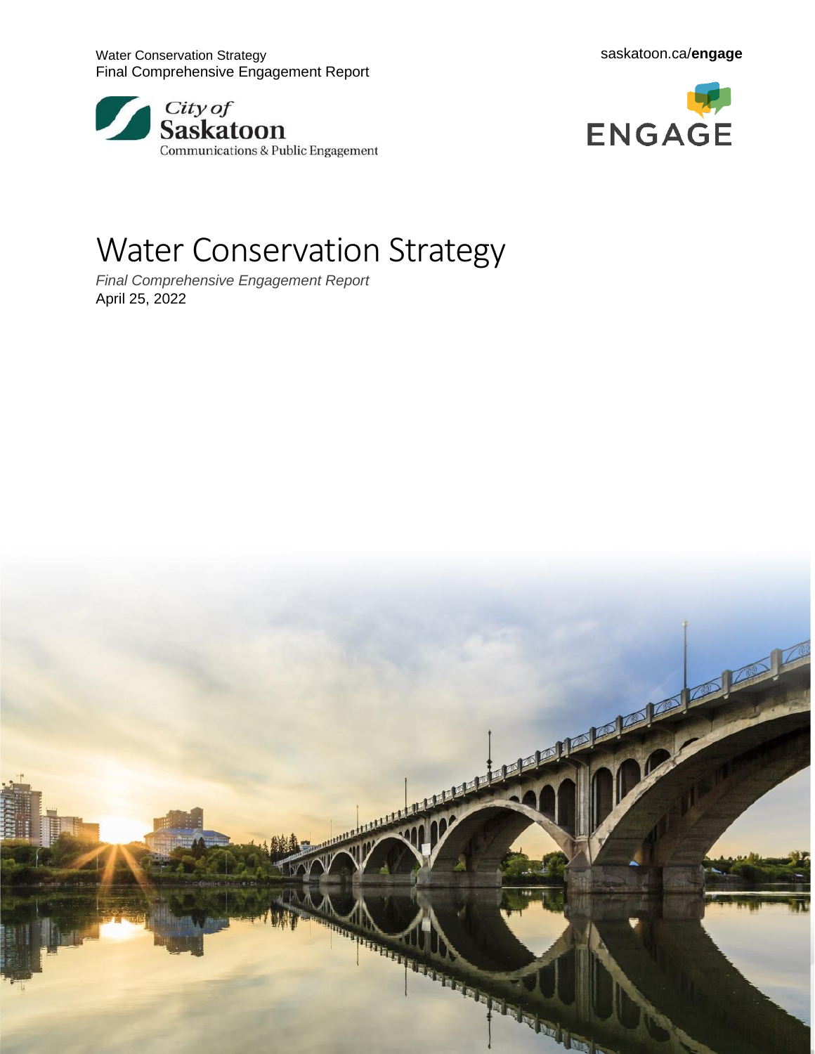Water Conservation Strategy
Final Comprehensive Engagement Report

saskatoon.ca/**engage**

City of Saskatoon
Communications & Public Engagement

ENGAGE

# Water Conservation Strategy

*Final Comprehensive Engagement Report*
April 25, 2022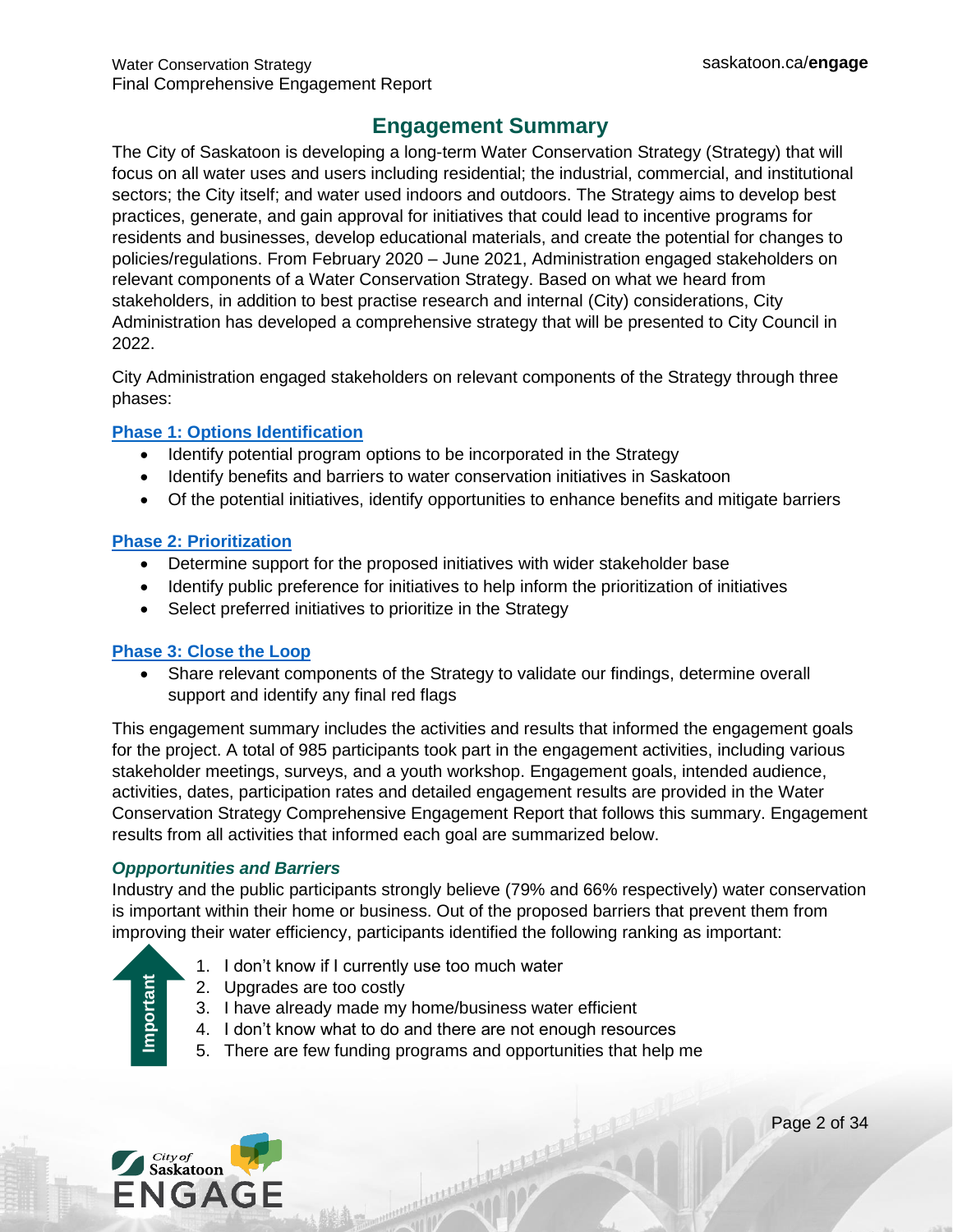## Engagement Summary

The City of Saskatoon is developing a long-term Water Conservation Strategy (Strategy) that will focus on all water uses and users including residential; the industrial, commercial, and institutional sectors; the City itself; and water used indoors and outdoors. The Strategy aims to develop best practices, generate, and gain approval for initiatives that could lead to incentive programs for residents and businesses, develop educational materials, and create the potential for changes to policies/regulations. From February 2020 – June 2021, Administration engaged stakeholders on relevant components of a Water Conservation Strategy. Based on what we heard from stakeholders, in addition to best practise research and internal (City) considerations, City Administration has developed a comprehensive strategy that will be presented to City Council in 2022.

City Administration engaged stakeholders on relevant components of the Strategy through three phases:

**Phase 1: Options Identification**

- Identify potential program options to be incorporated in the Strategy
- Identify benefits and barriers to water conservation initiatives in Saskatoon
- Of the potential initiatives, identify opportunities to enhance benefits and mitigate barriers

**Phase 2: Prioritization**

- Determine support for the proposed initiatives with wider stakeholder base
- Identify public preference for initiatives to help inform the prioritization of initiatives
- Select preferred initiatives to prioritize in the Strategy

**Phase 3: Close the Loop**

- Share relevant components of the Strategy to validate our findings, determine overall support and identify any final red flags

This engagement summary includes the activities and results that informed the engagement goals for the project. A total of 985 participants took part in the engagement activities, including various stakeholder meetings, surveys, and a youth workshop. Engagement goals, intended audience, activities, dates, participation rates and detailed engagement results are provided in the Water Conservation Strategy Comprehensive Engagement Report that follows this summary. Engagement results from all activities that informed each goal are summarized below.

### *Oppportunities and Barriers*

Industry and the public participants strongly believe (79% and 66% respectively) water conservation is important within their home or business. Out of the proposed barriers that prevent them from improving their water efficiency, participants identified the following ranking as important:

Important

1. I don't know if I currently use too much water
2. Upgrades are too costly
3. I have already made my home/business water efficient
4. I don't know what to do and there are not enough resources
5. There are few funding programs and opportunities that help me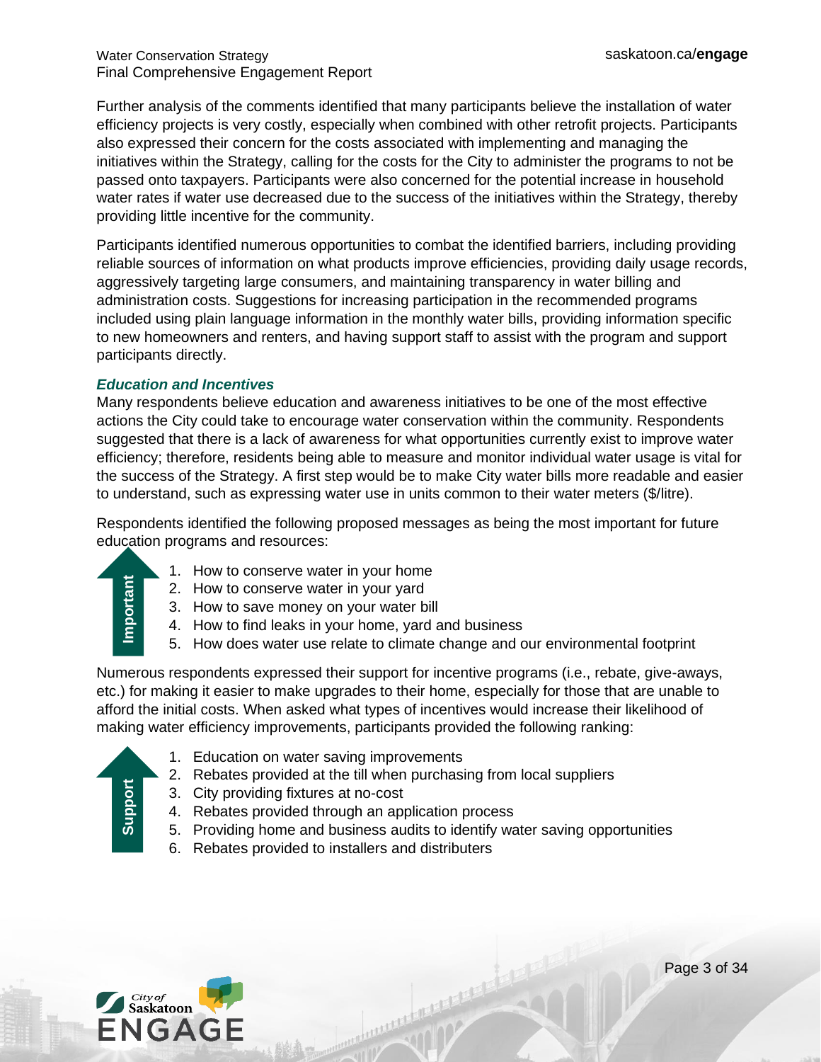Further analysis of the comments identified that many participants believe the installation of water efficiency projects is very costly, especially when combined with other retrofit projects. Participants also expressed their concern for the costs associated with implementing and managing the initiatives within the Strategy, calling for the costs for the City to administer the programs to not be passed onto taxpayers. Participants were also concerned for the potential increase in household water rates if water use decreased due to the success of the initiatives within the Strategy, thereby providing little incentive for the community.

Participants identified numerous opportunities to combat the identified barriers, including providing reliable sources of information on what products improve efficiencies, providing daily usage records, aggressively targeting large consumers, and maintaining transparency in water billing and administration costs. Suggestions for increasing participation in the recommended programs included using plain language information in the monthly water bills, providing information specific to new homeowners and renters, and having support staff to assist with the program and support participants directly.

### *Education and Incentives*

Many respondents believe education and awareness initiatives to be one of the most effective actions the City could take to encourage water conservation within the community. Respondents suggested that there is a lack of awareness for what opportunities currently exist to improve water efficiency; therefore, residents being able to measure and monitor individual water usage is vital for the success of the Strategy. A first step would be to make City water bills more readable and easier to understand, such as expressing water use in units common to their water meters ($/litre).

Respondents identified the following proposed messages as being the most important for future education programs and resources:

**Important**

1. How to conserve water in your home
2. How to conserve water in your yard
3. How to save money on your water bill
4. How to find leaks in your home, yard and business
5. How does water use relate to climate change and our environmental footprint

Numerous respondents expressed their support for incentive programs (i.e., rebate, give-aways, etc.) for making it easier to make upgrades to their home, especially for those that are unable to afford the initial costs. When asked what types of incentives would increase their likelihood of making water efficiency improvements, participants provided the following ranking:

**Support**

1. Education on water saving improvements
2. Rebates provided at the till when purchasing from local suppliers
3. City providing fixtures at no-cost
4. Rebates provided through an application process
5. Providing home and business audits to identify water saving opportunities
6. Rebates provided to installers and distributers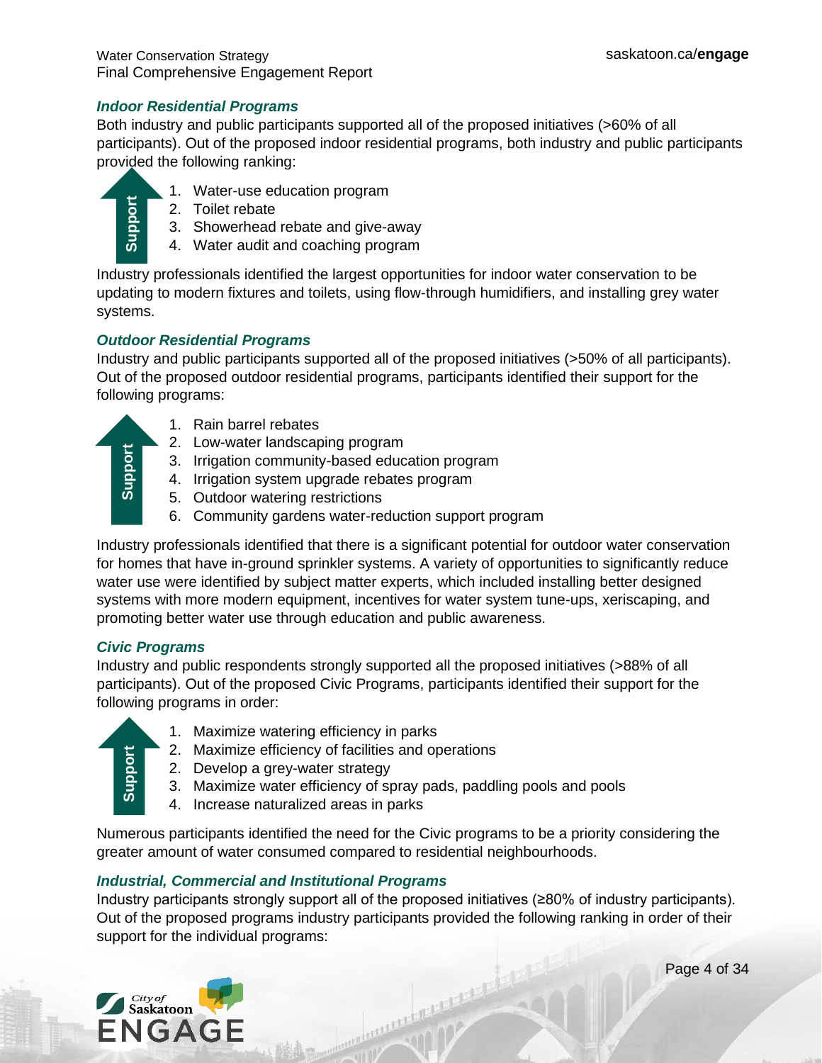### *Indoor Residential Programs*

Both industry and public participants supported all of the proposed initiatives (>60% of all participants). Out of the proposed indoor residential programs, both industry and public participants provided the following ranking:

1. Water-use education program
2. Toilet rebate
3. Showerhead rebate and give-away
4. Water audit and coaching program

Industry professionals identified the largest opportunities for indoor water conservation to be updating to modern fixtures and toilets, using flow-through humidifiers, and installing grey water systems.

### *Outdoor Residential Programs*

Industry and public participants supported all of the proposed initiatives (>50% of all participants). Out of the proposed outdoor residential programs, participants identified their support for the following programs:

1. Rain barrel rebates
2. Low-water landscaping program
3. Irrigation community-based education program
4. Irrigation system upgrade rebates program
5. Outdoor watering restrictions
6. Community gardens water-reduction support program

Industry professionals identified that there is a significant potential for outdoor water conservation for homes that have in-ground sprinkler systems. A variety of opportunities to significantly reduce water use were identified by subject matter experts, which included installing better designed systems with more modern equipment, incentives for water system tune-ups, xeriscaping, and promoting better water use through education and public awareness.

### *Civic Programs*

Industry and public respondents strongly supported all the proposed initiatives (>88% of all participants). Out of the proposed Civic Programs, participants identified their support for the following programs in order:

1. Maximize watering efficiency in parks
2. Maximize efficiency of facilities and operations
2. Develop a grey-water strategy
3. Maximize water efficiency of spray pads, paddling pools and pools
4. Increase naturalized areas in parks

Numerous participants identified the need for the Civic programs to be a priority considering the greater amount of water consumed compared to residential neighbourhoods.

### *Industrial, Commercial and Institutional Programs*

Industry participants strongly support all of the proposed initiatives (≥80% of industry participants). Out of the proposed programs industry participants provided the following ranking in order of their support for the individual programs: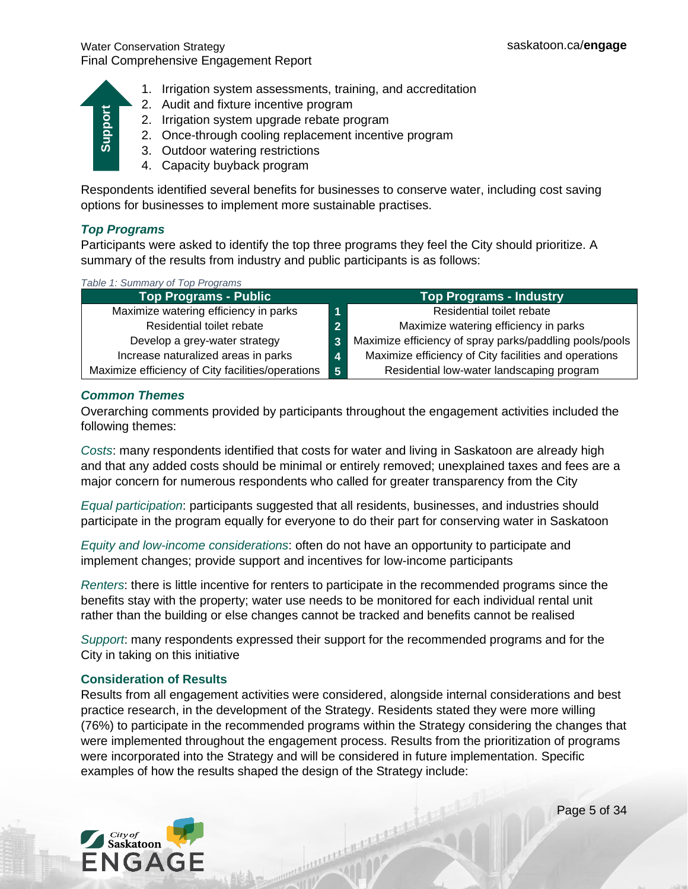**Support**

1. Irrigation system assessments, training, and accreditation
2. Audit and fixture incentive program
2. Irrigation system upgrade rebate program
2. Once-through cooling replacement incentive program
3. Outdoor watering restrictions
4. Capacity buyback program

Respondents identified several benefits for businesses to conserve water, including cost saving options for businesses to implement more sustainable practises.

### *Top Programs*

Participants were asked to identify the top three programs they feel the City should prioritize. A summary of the results from industry and public participants is as follows:

*Table 1: Summary of Top Programs*

| Top Programs - Public | | Top Programs - Industry |
|---|---|---|
| Maximize watering efficiency in parks | 1 | Residential toilet rebate |
| Residential toilet rebate | 2 | Maximize watering efficiency in parks |
| Develop a grey-water strategy | 3 | Maximize efficiency of spray parks/paddling pools/pools |
| Increase naturalized areas in parks | 4 | Maximize efficiency of City facilities and operations |
| Maximize efficiency of City facilities/operations | 5 | Residential low-water landscaping program |

### *Common Themes*

Overarching comments provided by participants throughout the engagement activities included the following themes:

*Costs*: many respondents identified that costs for water and living in Saskatoon are already high and that any added costs should be minimal or entirely removed; unexplained taxes and fees are a major concern for numerous respondents who called for greater transparency from the City

*Equal participation*: participants suggested that all residents, businesses, and industries should participate in the program equally for everyone to do their part for conserving water in Saskatoon

*Equity and low-income considerations*: often do not have an opportunity to participate and implement changes; provide support and incentives for low-income participants

*Renters*: there is little incentive for renters to participate in the recommended programs since the benefits stay with the property; water use needs to be monitored for each individual rental unit rather than the building or else changes cannot be tracked and benefits cannot be realised

*Support*: many respondents expressed their support for the recommended programs and for the City in taking on this initiative

### Consideration of Results

Results from all engagement activities were considered, alongside internal considerations and best practice research, in the development of the Strategy. Residents stated they were more willing (76%) to participate in the recommended programs within the Strategy considering the changes that were implemented throughout the engagement process. Results from the prioritization of programs were incorporated into the Strategy and will be considered in future implementation. Specific examples of how the results shaped the design of the Strategy include: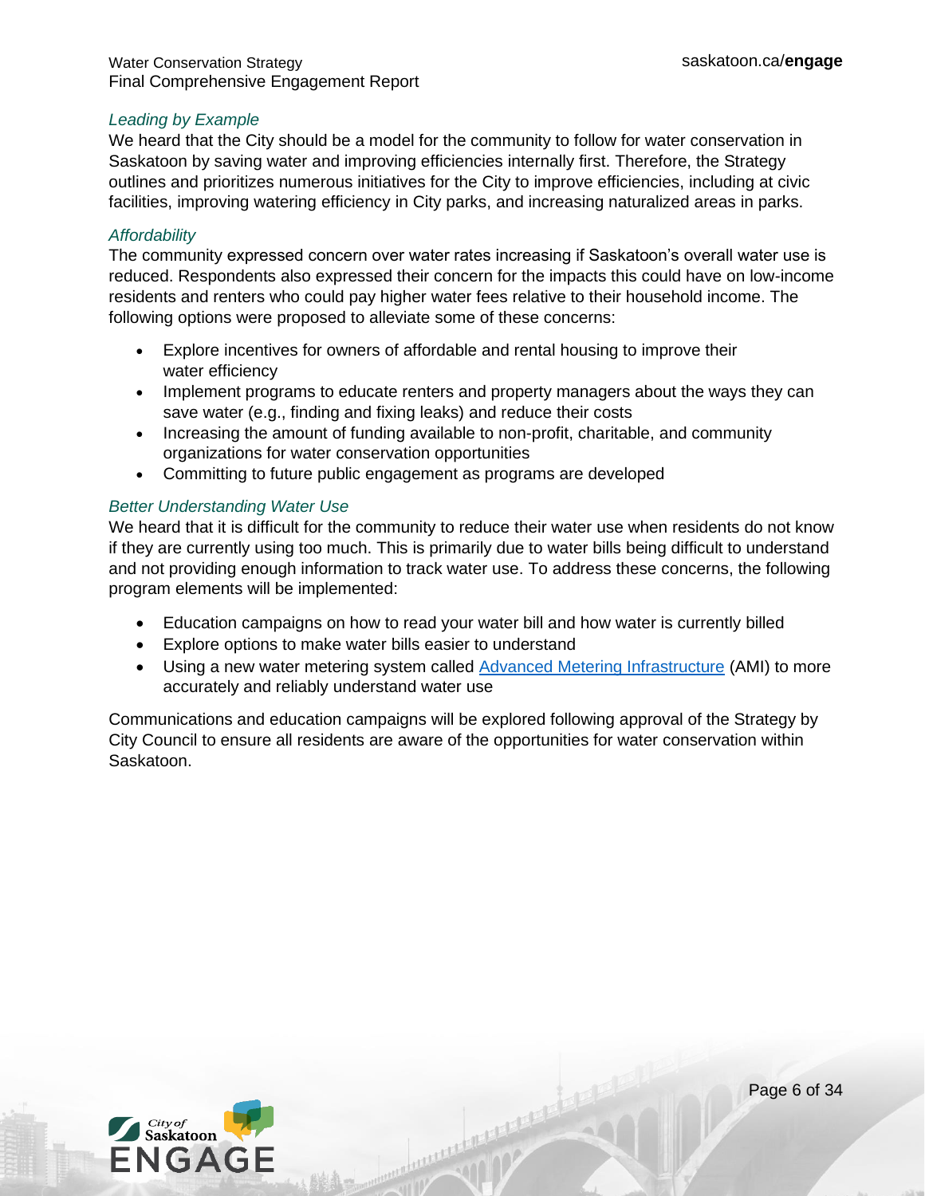### *Leading by Example*

We heard that the City should be a model for the community to follow for water conservation in Saskatoon by saving water and improving efficiencies internally first. Therefore, the Strategy outlines and prioritizes numerous initiatives for the City to improve efficiencies, including at civic facilities, improving watering efficiency in City parks, and increasing naturalized areas in parks.

### *Affordability*

The community expressed concern over water rates increasing if Saskatoon's overall water use is reduced. Respondents also expressed their concern for the impacts this could have on low-income residents and renters who could pay higher water fees relative to their household income. The following options were proposed to alleviate some of these concerns:

- Explore incentives for owners of affordable and rental housing to improve their water efficiency
- Implement programs to educate renters and property managers about the ways they can save water (e.g., finding and fixing leaks) and reduce their costs
- Increasing the amount of funding available to non-profit, charitable, and community organizations for water conservation opportunities
- Committing to future public engagement as programs are developed

### *Better Understanding Water Use*

We heard that it is difficult for the community to reduce their water use when residents do not know if they are currently using too much. This is primarily due to water bills being difficult to understand and not providing enough information to track water use. To address these concerns, the following program elements will be implemented:

- Education campaigns on how to read your water bill and how water is currently billed
- Explore options to make water bills easier to understand
- Using a new water metering system called Advanced Metering Infrastructure (AMI) to more accurately and reliably understand water use

Communications and education campaigns will be explored following approval of the Strategy by City Council to ensure all residents are aware of the opportunities for water conservation within Saskatoon.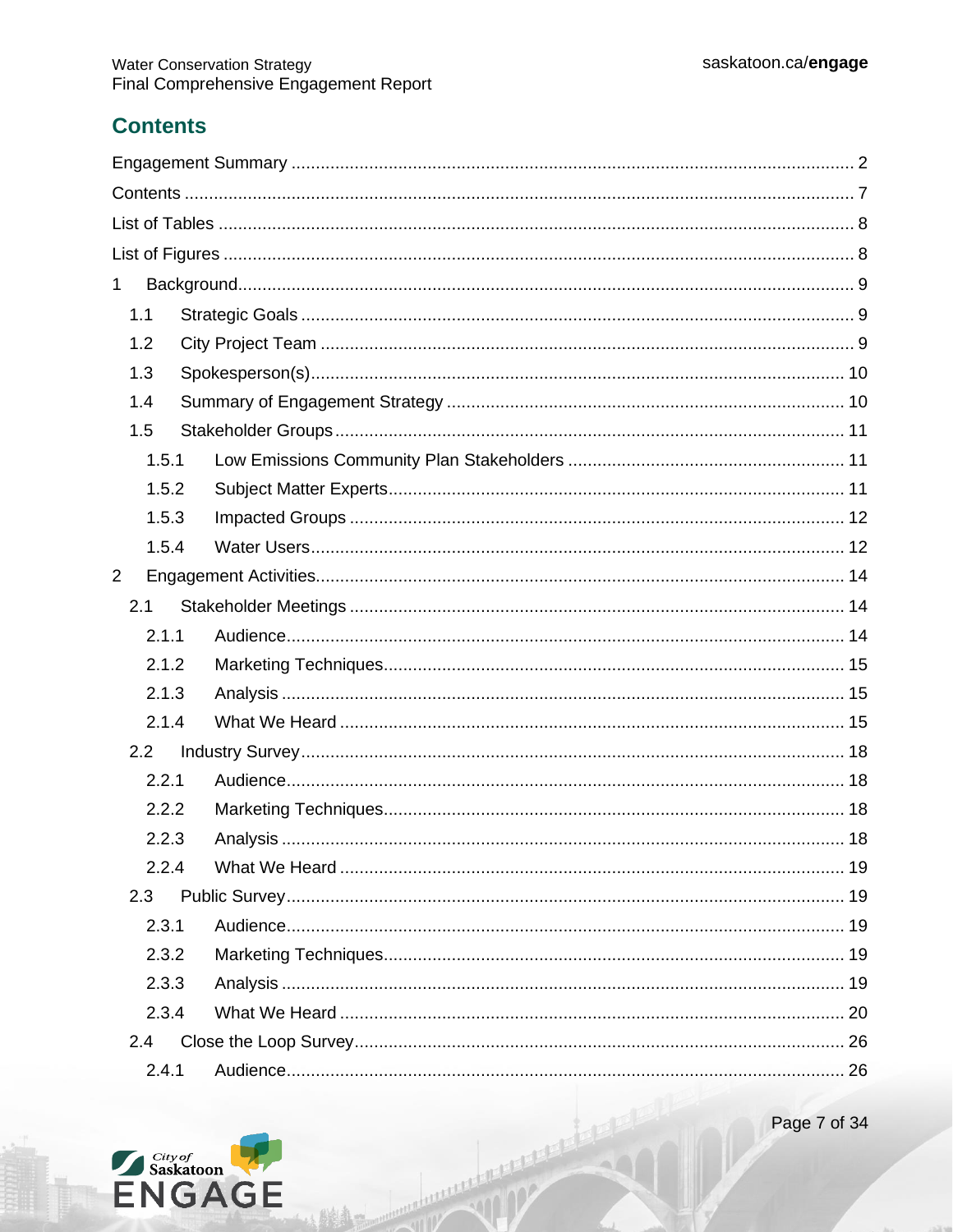## Contents

Engagement Summary ........................................................................................................ 2

Contents ........................................................................................................................... 7

List of Tables .................................................................................................................... 8

List of Figures ................................................................................................................... 8

1 Background .................................................................................................................. 9

- 1.1 Strategic Goals ...................................................................................................... 9
- 1.2 City Project Team .................................................................................................. 9
- 1.3 Spokesperson(s) .................................................................................................. 10
- 1.4 Summary of Engagement Strategy ....................................................................... 10
- 1.5 Stakeholder Groups .............................................................................................. 11
  - 1.5.1 Low Emissions Community Plan Stakeholders ................................................ 11
  - 1.5.2 Subject Matter Experts ..................................................................................... 11
  - 1.5.3 Impacted Groups ............................................................................................. 12
  - 1.5.4 Water Users ..................................................................................................... 12

2 Engagement Activities ............................................................................................... 14

- 2.1 Stakeholder Meetings ........................................................................................... 14
  - 2.1.1 Audience .......................................................................................................... 14
  - 2.1.2 Marketing Techniques ...................................................................................... 15
  - 2.1.3 Analysis ........................................................................................................... 15
  - 2.1.4 What We Heard ............................................................................................... 15
- 2.2 Industry Survey ..................................................................................................... 18
  - 2.2.1 Audience .......................................................................................................... 18
  - 2.2.2 Marketing Techniques ...................................................................................... 18
  - 2.2.3 Analysis ........................................................................................................... 18
  - 2.2.4 What We Heard ............................................................................................... 19
- 2.3 Public Survey ........................................................................................................ 19
  - 2.3.1 Audience .......................................................................................................... 19
  - 2.3.2 Marketing Techniques ...................................................................................... 19
  - 2.3.3 Analysis ........................................................................................................... 19
  - 2.3.4 What We Heard ............................................................................................... 20
- 2.4 Close the Loop Survey .......................................................................................... 26
  - 2.4.1 Audience .......................................................................................................... 26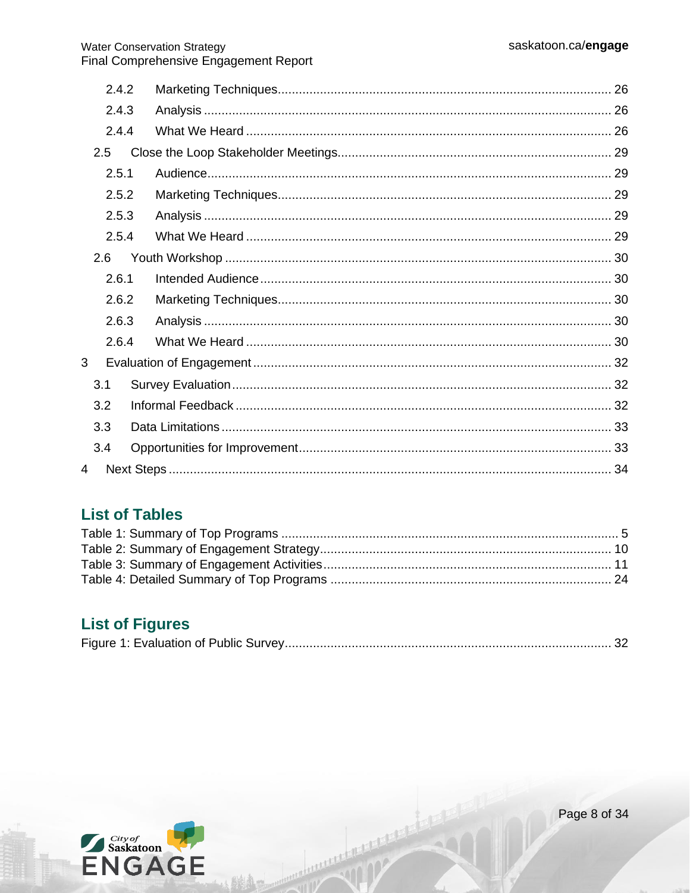2.4.2 Marketing Techniques ........ 26
2.4.3 Analysis ........ 26
2.4.4 What We Heard ........ 26
2.5 Close the Loop Stakeholder Meetings ........ 29
2.5.1 Audience ........ 29
2.5.2 Marketing Techniques ........ 29
2.5.3 Analysis ........ 29
2.5.4 What We Heard ........ 29
2.6 Youth Workshop ........ 30
2.6.1 Intended Audience ........ 30
2.6.2 Marketing Techniques ........ 30
2.6.3 Analysis ........ 30
2.6.4 What We Heard ........ 30
3 Evaluation of Engagement ........ 32
3.1 Survey Evaluation ........ 32
3.2 Informal Feedback ........ 32
3.3 Data Limitations ........ 33
3.4 Opportunities for Improvement ........ 33
4 Next Steps ........ 34

## List of Tables

Table 1: Summary of Top Programs ........ 5
Table 2: Summary of Engagement Strategy ........ 10
Table 3: Summary of Engagement Activities ........ 11
Table 4: Detailed Summary of Top Programs ........ 24

## List of Figures

Figure 1: Evaluation of Public Survey ........ 32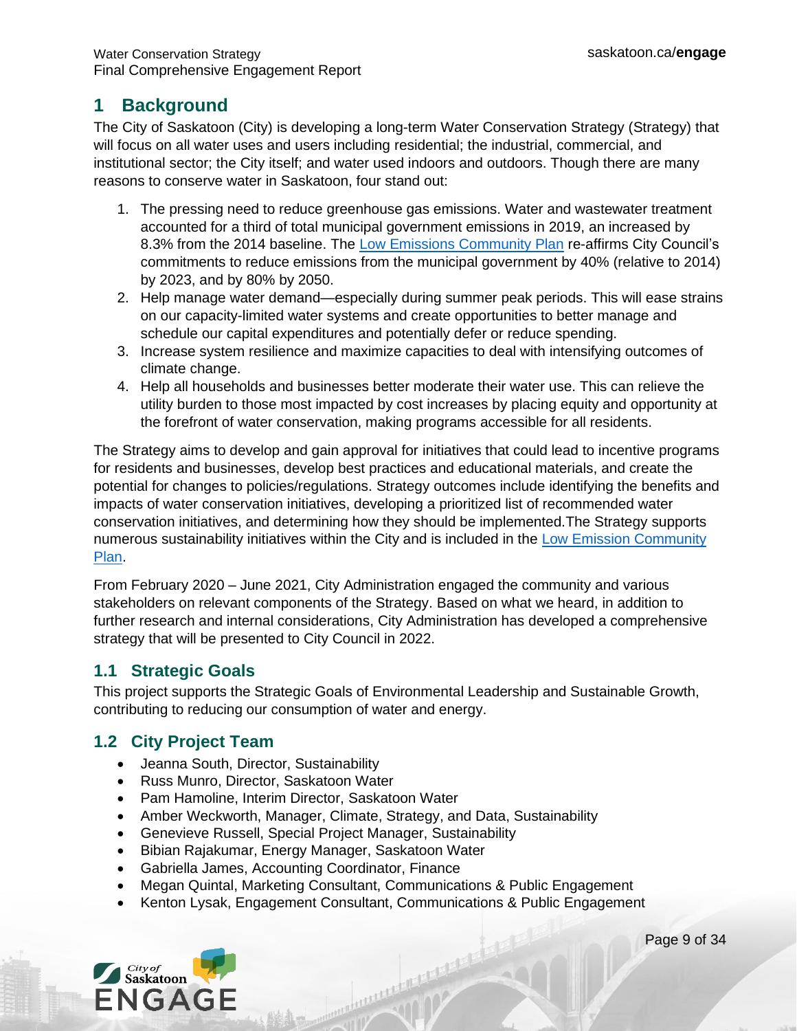# 1 Background

The City of Saskatoon (City) is developing a long-term Water Conservation Strategy (Strategy) that will focus on all water uses and users including residential; the industrial, commercial, and institutional sector; the City itself; and water used indoors and outdoors. Though there are many reasons to conserve water in Saskatoon, four stand out:

1. The pressing need to reduce greenhouse gas emissions. Water and wastewater treatment accounted for a third of total municipal government emissions in 2019, an increased by 8.3% from the 2014 baseline. The Low Emissions Community Plan re-affirms City Council's commitments to reduce emissions from the municipal government by 40% (relative to 2014) by 2023, and by 80% by 2050.
2. Help manage water demand—especially during summer peak periods. This will ease strains on our capacity-limited water systems and create opportunities to better manage and schedule our capital expenditures and potentially defer or reduce spending.
3. Increase system resilience and maximize capacities to deal with intensifying outcomes of climate change.
4. Help all households and businesses better moderate their water use. This can relieve the utility burden to those most impacted by cost increases by placing equity and opportunity at the forefront of water conservation, making programs accessible for all residents.

The Strategy aims to develop and gain approval for initiatives that could lead to incentive programs for residents and businesses, develop best practices and educational materials, and create the potential for changes to policies/regulations. Strategy outcomes include identifying the benefits and impacts of water conservation initiatives, developing a prioritized list of recommended water conservation initiatives, and determining how they should be implemented.The Strategy supports numerous sustainability initiatives within the City and is included in the Low Emission Community Plan.

From February 2020 – June 2021, City Administration engaged the community and various stakeholders on relevant components of the Strategy. Based on what we heard, in addition to further research and internal considerations, City Administration has developed a comprehensive strategy that will be presented to City Council in 2022.

## 1.1 Strategic Goals

This project supports the Strategic Goals of Environmental Leadership and Sustainable Growth, contributing to reducing our consumption of water and energy.

## 1.2 City Project Team

- Jeanna South, Director, Sustainability
- Russ Munro, Director, Saskatoon Water
- Pam Hamoline, Interim Director, Saskatoon Water
- Amber Weckworth, Manager, Climate, Strategy, and Data, Sustainability
- Genevieve Russell, Special Project Manager, Sustainability
- Bibian Rajakumar, Energy Manager, Saskatoon Water
- Gabriella James, Accounting Coordinator, Finance
- Megan Quintal, Marketing Consultant, Communications & Public Engagement
- Kenton Lysak, Engagement Consultant, Communications & Public Engagement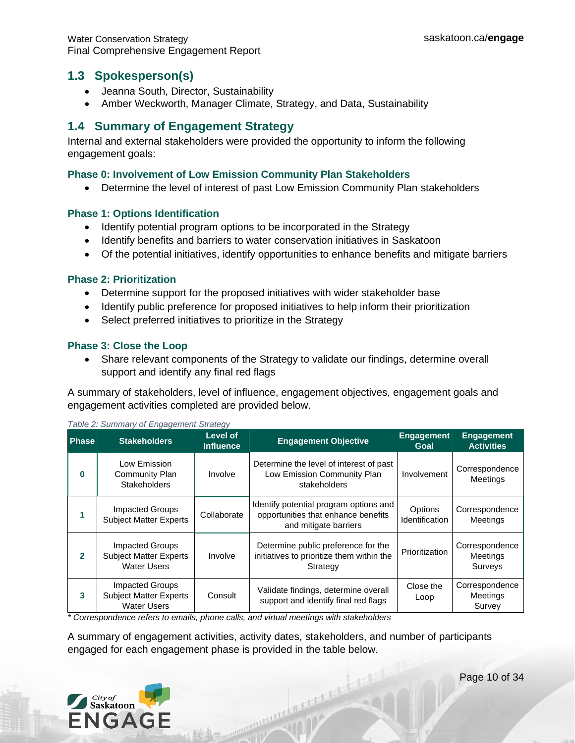## 1.3 Spokesperson(s)

- Jeanna South, Director, Sustainability
- Amber Weckworth, Manager Climate, Strategy, and Data, Sustainability

## 1.4 Summary of Engagement Strategy

Internal and external stakeholders were provided the opportunity to inform the following engagement goals:

### Phase 0: Involvement of Low Emission Community Plan Stakeholders

- Determine the level of interest of past Low Emission Community Plan stakeholders

### Phase 1: Options Identification

- Identify potential program options to be incorporated in the Strategy
- Identify benefits and barriers to water conservation initiatives in Saskatoon
- Of the potential initiatives, identify opportunities to enhance benefits and mitigate barriers

### Phase 2: Prioritization

- Determine support for the proposed initiatives with wider stakeholder base
- Identify public preference for proposed initiatives to help inform their prioritization
- Select preferred initiatives to prioritize in the Strategy

### Phase 3: Close the Loop

- Share relevant components of the Strategy to validate our findings, determine overall support and identify any final red flags

A summary of stakeholders, level of influence, engagement objectives, engagement goals and engagement activities completed are provided below.

*Table 2: Summary of Engagement Strategy*

| Phase | Stakeholders | Level of Influence | Engagement Objective | Engagement Goal | Engagement Activities |
|---|---|---|---|---|---|
| **0** | Low Emission Community Plan Stakeholders | Involve | Determine the level of interest of past Low Emission Community Plan stakeholders | Involvement | Correspondence<br>Meetings |
| **1** | Impacted Groups<br>Subject Matter Experts | Collaborate | Identify potential program options and opportunities that enhance benefits and mitigate barriers | Options Identification | Correspondence<br>Meetings |
| **2** | Impacted Groups<br>Subject Matter Experts<br>Water Users | Involve | Determine public preference for the initiatives to prioritize them within the Strategy | Prioritization | Correspondence<br>Meetings<br>Surveys |
| **3** | Impacted Groups<br>Subject Matter Experts<br>Water Users | Consult | Validate findings, determine overall support and identify final red flags | Close the Loop | Correspondence<br>Meetings<br>Survey |

*\* Correspondence refers to emails, phone calls, and virtual meetings with stakeholders*

A summary of engagement activities, activity dates, stakeholders, and number of participants engaged for each engagement phase is provided in the table below.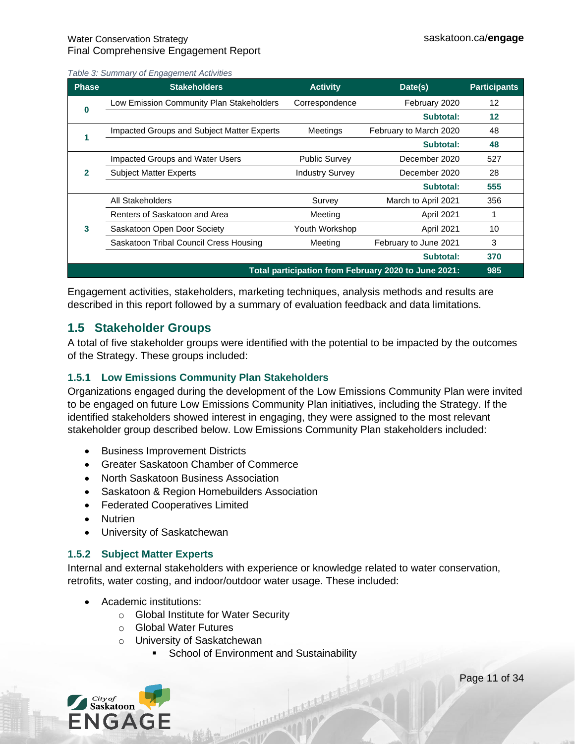*Table 3: Summary of Engagement Activities*

| Phase | Stakeholders | Activity | Date(s) | Participants |
|---|---|---|---|---|
| 0 | Low Emission Community Plan Stakeholders | Correspondence | February 2020 | 12 |
| | | | **Subtotal:** | **12** |
| 1 | Impacted Groups and Subject Matter Experts | Meetings | February to March 2020 | 48 |
| | | | **Subtotal:** | **48** |
| 2 | Impacted Groups and Water Users | Public Survey | December 2020 | 527 |
| | Subject Matter Experts | Industry Survey | December 2020 | 28 |
| | | | **Subtotal:** | **555** |
| 3 | All Stakeholders | Survey | March to April 2021 | 356 |
| | Renters of Saskatoon and Area | Meeting | April 2021 | 1 |
| | Saskatoon Open Door Society | Youth Workshop | April 2021 | 10 |
| | Saskatoon Tribal Council Cress Housing | Meeting | February to June 2021 | 3 |
| | | | **Subtotal:** | **370** |
| | | | **Total participation from February 2020 to June 2021:** | **985** |

Engagement activities, stakeholders, marketing techniques, analysis methods and results are described in this report followed by a summary of evaluation feedback and data limitations.

## 1.5 Stakeholder Groups

A total of five stakeholder groups were identified with the potential to be impacted by the outcomes of the Strategy. These groups included:

### 1.5.1 Low Emissions Community Plan Stakeholders

Organizations engaged during the development of the Low Emissions Community Plan were invited to be engaged on future Low Emissions Community Plan initiatives, including the Strategy. If the identified stakeholders showed interest in engaging, they were assigned to the most relevant stakeholder group described below. Low Emissions Community Plan stakeholders included:

- Business Improvement Districts
- Greater Saskatoon Chamber of Commerce
- North Saskatoon Business Association
- Saskatoon & Region Homebuilders Association
- Federated Cooperatives Limited
- Nutrien
- University of Saskatchewan

### 1.5.2 Subject Matter Experts

Internal and external stakeholders with experience or knowledge related to water conservation, retrofits, water costing, and indoor/outdoor water usage. These included:

- Academic institutions:
    - Global Institute for Water Security
    - Global Water Futures
    - University of Saskatchewan
        - School of Environment and Sustainability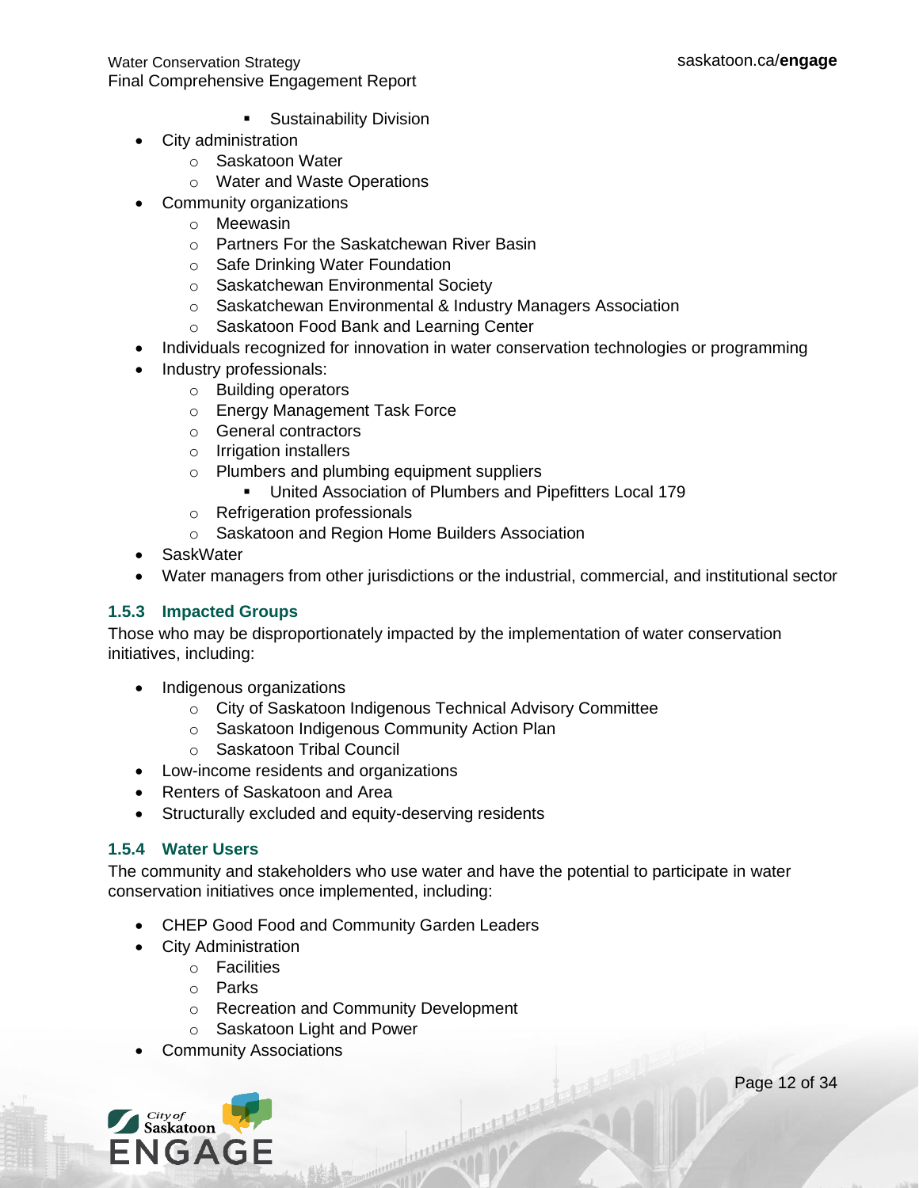- Sustainability Division
- City administration
    - Saskatoon Water
    - Water and Waste Operations
- Community organizations
    - Meewasin
    - Partners For the Saskatchewan River Basin
    - Safe Drinking Water Foundation
    - Saskatchewan Environmental Society
    - Saskatchewan Environmental & Industry Managers Association
    - Saskatoon Food Bank and Learning Center
- Individuals recognized for innovation in water conservation technologies or programming
- Industry professionals:
    - Building operators
    - Energy Management Task Force
    - General contractors
    - Irrigation installers
    - Plumbers and plumbing equipment suppliers
        - United Association of Plumbers and Pipefitters Local 179
    - Refrigeration professionals
    - Saskatoon and Region Home Builders Association
- SaskWater
- Water managers from other jurisdictions or the industrial, commercial, and institutional sector

### 1.5.3 Impacted Groups

Those who may be disproportionately impacted by the implementation of water conservation initiatives, including:

- Indigenous organizations
    - City of Saskatoon Indigenous Technical Advisory Committee
    - Saskatoon Indigenous Community Action Plan
    - Saskatoon Tribal Council
- Low-income residents and organizations
- Renters of Saskatoon and Area
- Structurally excluded and equity-deserving residents

### 1.5.4 Water Users

The community and stakeholders who use water and have the potential to participate in water conservation initiatives once implemented, including:

- CHEP Good Food and Community Garden Leaders
- City Administration
    - Facilities
    - Parks
    - Recreation and Community Development
    - Saskatoon Light and Power
- Community Associations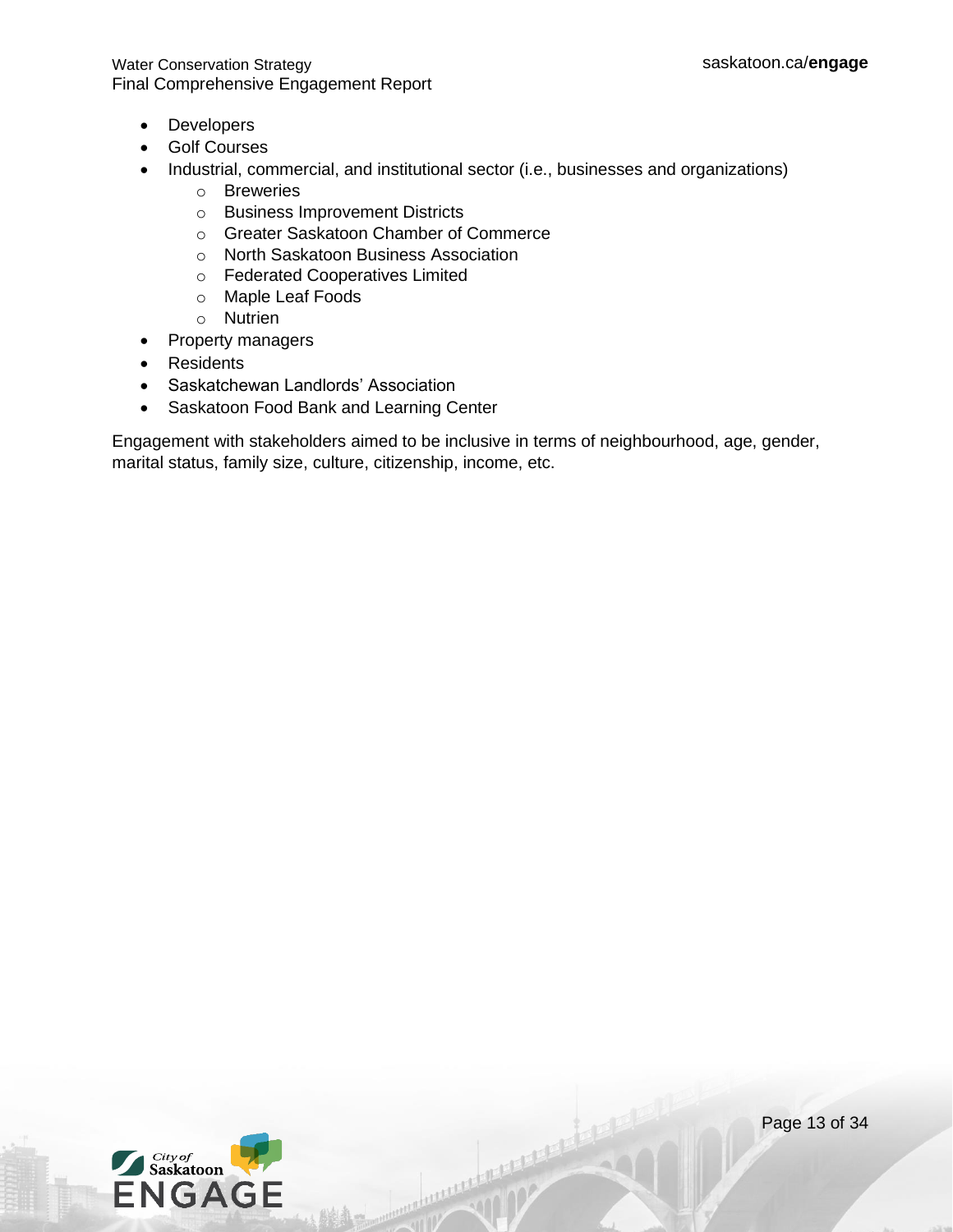- Developers
- Golf Courses
- Industrial, commercial, and institutional sector (i.e., businesses and organizations)
  - Breweries
  - Business Improvement Districts
  - Greater Saskatoon Chamber of Commerce
  - North Saskatoon Business Association
  - Federated Cooperatives Limited
  - Maple Leaf Foods
  - Nutrien
- Property managers
- Residents
- Saskatchewan Landlords' Association
- Saskatoon Food Bank and Learning Center

Engagement with stakeholders aimed to be inclusive in terms of neighbourhood, age, gender, marital status, family size, culture, citizenship, income, etc.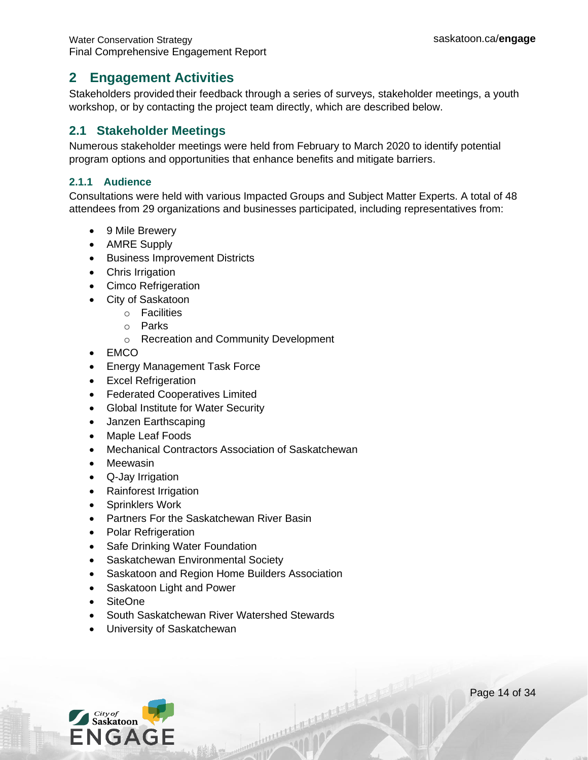# 2 Engagement Activities

Stakeholders provided their feedback through a series of surveys, stakeholder meetings, a youth workshop, or by contacting the project team directly, which are described below.

## 2.1 Stakeholder Meetings

Numerous stakeholder meetings were held from February to March 2020 to identify potential program options and opportunities that enhance benefits and mitigate barriers.

### 2.1.1 Audience

Consultations were held with various Impacted Groups and Subject Matter Experts. A total of 48 attendees from 29 organizations and businesses participated, including representatives from:

- 9 Mile Brewery
- AMRE Supply
- Business Improvement Districts
- Chris Irrigation
- Cimco Refrigeration
- City of Saskatoon
  - Facilities
  - Parks
  - Recreation and Community Development
- EMCO
- Energy Management Task Force
- Excel Refrigeration
- Federated Cooperatives Limited
- Global Institute for Water Security
- Janzen Earthscaping
- Maple Leaf Foods
- Mechanical Contractors Association of Saskatchewan
- Meewasin
- Q-Jay Irrigation
- Rainforest Irrigation
- Sprinklers Work
- Partners For the Saskatchewan River Basin
- Polar Refrigeration
- Safe Drinking Water Foundation
- Saskatchewan Environmental Society
- Saskatoon and Region Home Builders Association
- Saskatoon Light and Power
- SiteOne
- South Saskatchewan River Watershed Stewards
- University of Saskatchewan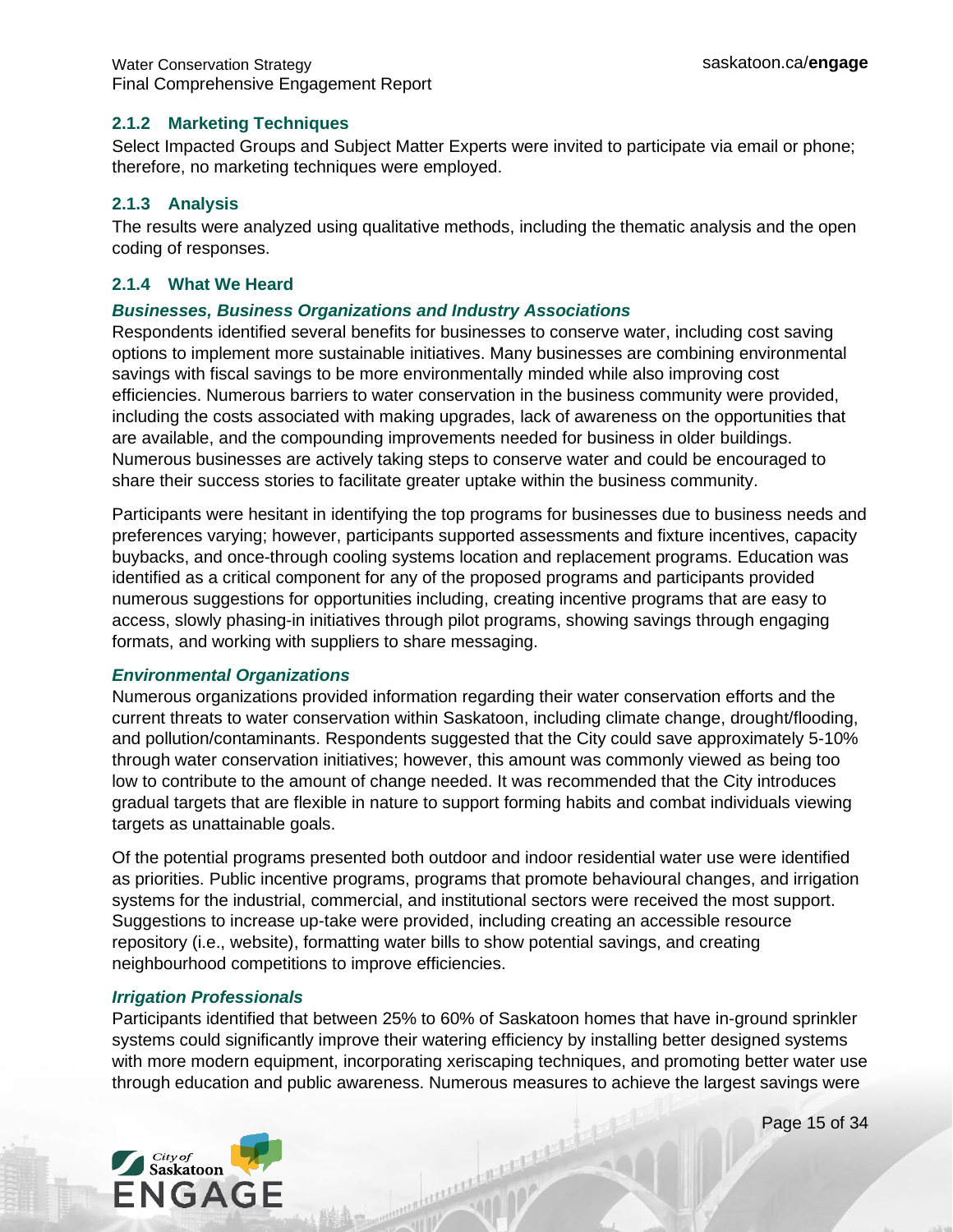### 2.1.2 Marketing Techniques

Select Impacted Groups and Subject Matter Experts were invited to participate via email or phone; therefore, no marketing techniques were employed.

### 2.1.3 Analysis

The results were analyzed using qualitative methods, including the thematic analysis and the open coding of responses.

### 2.1.4 What We Heard

***Businesses, Business Organizations and Industry Associations***

Respondents identified several benefits for businesses to conserve water, including cost saving options to implement more sustainable initiatives. Many businesses are combining environmental savings with fiscal savings to be more environmentally minded while also improving cost efficiencies. Numerous barriers to water conservation in the business community were provided, including the costs associated with making upgrades, lack of awareness on the opportunities that are available, and the compounding improvements needed for business in older buildings. Numerous businesses are actively taking steps to conserve water and could be encouraged to share their success stories to facilitate greater uptake within the business community.

Participants were hesitant in identifying the top programs for businesses due to business needs and preferences varying; however, participants supported assessments and fixture incentives, capacity buybacks, and once-through cooling systems location and replacement programs. Education was identified as a critical component for any of the proposed programs and participants provided numerous suggestions for opportunities including, creating incentive programs that are easy to access, slowly phasing-in initiatives through pilot programs, showing savings through engaging formats, and working with suppliers to share messaging.

***Environmental Organizations***

Numerous organizations provided information regarding their water conservation efforts and the current threats to water conservation within Saskatoon, including climate change, drought/flooding, and pollution/contaminants. Respondents suggested that the City could save approximately 5-10% through water conservation initiatives; however, this amount was commonly viewed as being too low to contribute to the amount of change needed. It was recommended that the City introduces gradual targets that are flexible in nature to support forming habits and combat individuals viewing targets as unattainable goals.

Of the potential programs presented both outdoor and indoor residential water use were identified as priorities. Public incentive programs, programs that promote behavioural changes, and irrigation systems for the industrial, commercial, and institutional sectors were received the most support. Suggestions to increase up-take were provided, including creating an accessible resource repository (i.e., website), formatting water bills to show potential savings, and creating neighbourhood competitions to improve efficiencies.

***Irrigation Professionals***

Participants identified that between 25% to 60% of Saskatoon homes that have in-ground sprinkler systems could significantly improve their watering efficiency by installing better designed systems with more modern equipment, incorporating xeriscaping techniques, and promoting better water use through education and public awareness. Numerous measures to achieve the largest savings were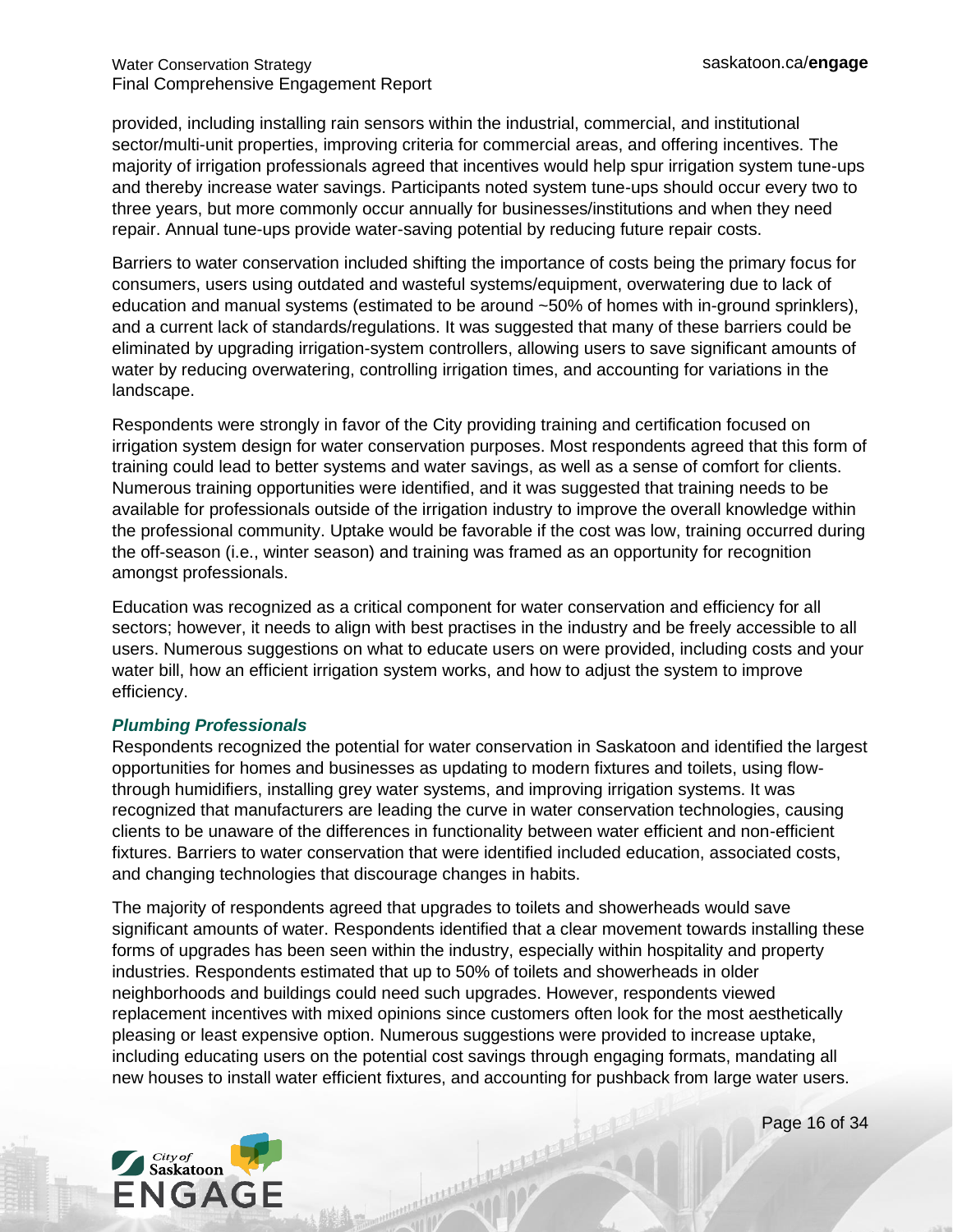provided, including installing rain sensors within the industrial, commercial, and institutional sector/multi-unit properties, improving criteria for commercial areas, and offering incentives. The majority of irrigation professionals agreed that incentives would help spur irrigation system tune-ups and thereby increase water savings. Participants noted system tune-ups should occur every two to three years, but more commonly occur annually for businesses/institutions and when they need repair. Annual tune-ups provide water-saving potential by reducing future repair costs.

Barriers to water conservation included shifting the importance of costs being the primary focus for consumers, users using outdated and wasteful systems/equipment, overwatering due to lack of education and manual systems (estimated to be around ~50% of homes with in-ground sprinklers), and a current lack of standards/regulations. It was suggested that many of these barriers could be eliminated by upgrading irrigation-system controllers, allowing users to save significant amounts of water by reducing overwatering, controlling irrigation times, and accounting for variations in the landscape.

Respondents were strongly in favor of the City providing training and certification focused on irrigation system design for water conservation purposes. Most respondents agreed that this form of training could lead to better systems and water savings, as well as a sense of comfort for clients. Numerous training opportunities were identified, and it was suggested that training needs to be available for professionals outside of the irrigation industry to improve the overall knowledge within the professional community. Uptake would be favorable if the cost was low, training occurred during the off-season (i.e., winter season) and training was framed as an opportunity for recognition amongst professionals.

Education was recognized as a critical component for water conservation and efficiency for all sectors; however, it needs to align with best practises in the industry and be freely accessible to all users. Numerous suggestions on what to educate users on were provided, including costs and your water bill, how an efficient irrigation system works, and how to adjust the system to improve efficiency.

#### *Plumbing Professionals*

Respondents recognized the potential for water conservation in Saskatoon and identified the largest opportunities for homes and businesses as updating to modern fixtures and toilets, using flow-through humidifiers, installing grey water systems, and improving irrigation systems. It was recognized that manufacturers are leading the curve in water conservation technologies, causing clients to be unaware of the differences in functionality between water efficient and non-efficient fixtures. Barriers to water conservation that were identified included education, associated costs, and changing technologies that discourage changes in habits.

The majority of respondents agreed that upgrades to toilets and showerheads would save significant amounts of water. Respondents identified that a clear movement towards installing these forms of upgrades has been seen within the industry, especially within hospitality and property industries. Respondents estimated that up to 50% of toilets and showerheads in older neighborhoods and buildings could need such upgrades. However, respondents viewed replacement incentives with mixed opinions since customers often look for the most aesthetically pleasing or least expensive option. Numerous suggestions were provided to increase uptake, including educating users on the potential cost savings through engaging formats, mandating all new houses to install water efficient fixtures, and accounting for pushback from large water users.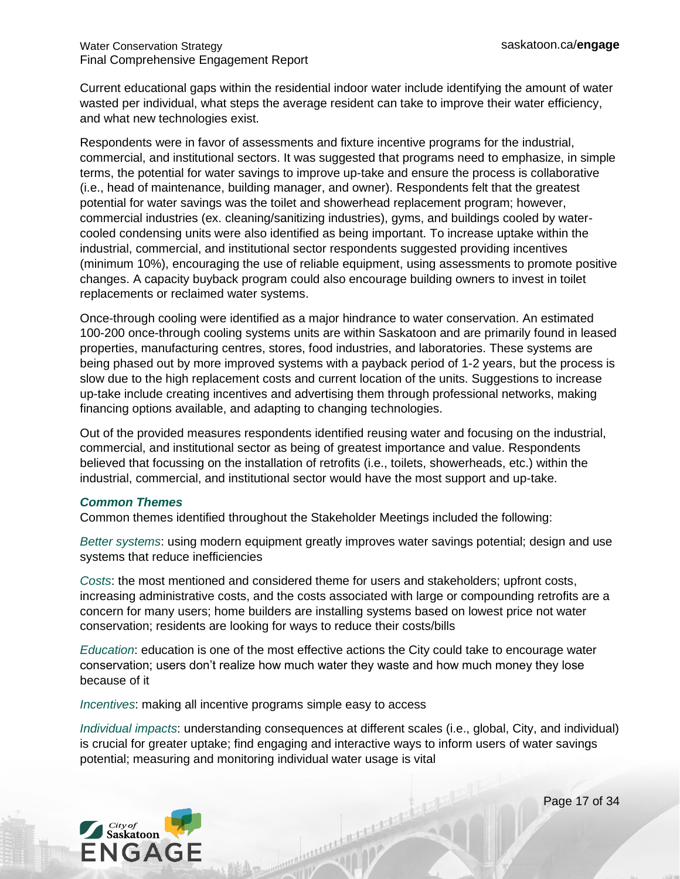Current educational gaps within the residential indoor water include identifying the amount of water wasted per individual, what steps the average resident can take to improve their water efficiency, and what new technologies exist.

Respondents were in favor of assessments and fixture incentive programs for the industrial, commercial, and institutional sectors. It was suggested that programs need to emphasize, in simple terms, the potential for water savings to improve up-take and ensure the process is collaborative (i.e., head of maintenance, building manager, and owner). Respondents felt that the greatest potential for water savings was the toilet and showerhead replacement program; however, commercial industries (ex. cleaning/sanitizing industries), gyms, and buildings cooled by water-cooled condensing units were also identified as being important. To increase uptake within the industrial, commercial, and institutional sector respondents suggested providing incentives (minimum 10%), encouraging the use of reliable equipment, using assessments to promote positive changes. A capacity buyback program could also encourage building owners to invest in toilet replacements or reclaimed water systems.

Once-through cooling were identified as a major hindrance to water conservation. An estimated 100-200 once-through cooling systems units are within Saskatoon and are primarily found in leased properties, manufacturing centres, stores, food industries, and laboratories. These systems are being phased out by more improved systems with a payback period of 1-2 years, but the process is slow due to the high replacement costs and current location of the units. Suggestions to increase up-take include creating incentives and advertising them through professional networks, making financing options available, and adapting to changing technologies.

Out of the provided measures respondents identified reusing water and focusing on the industrial, commercial, and institutional sector as being of greatest importance and value. Respondents believed that focussing on the installation of retrofits (i.e., toilets, showerheads, etc.) within the industrial, commercial, and institutional sector would have the most support and up-take.

***Common Themes***

Common themes identified throughout the Stakeholder Meetings included the following:

*Better systems*: using modern equipment greatly improves water savings potential; design and use systems that reduce inefficiencies

*Costs*: the most mentioned and considered theme for users and stakeholders; upfront costs, increasing administrative costs, and the costs associated with large or compounding retrofits are a concern for many users; home builders are installing systems based on lowest price not water conservation; residents are looking for ways to reduce their costs/bills

*Education*: education is one of the most effective actions the City could take to encourage water conservation; users don't realize how much water they waste and how much money they lose because of it

*Incentives*: making all incentive programs simple easy to access

*Individual impacts*: understanding consequences at different scales (i.e., global, City, and individual) is crucial for greater uptake; find engaging and interactive ways to inform users of water savings potential; measuring and monitoring individual water usage is vital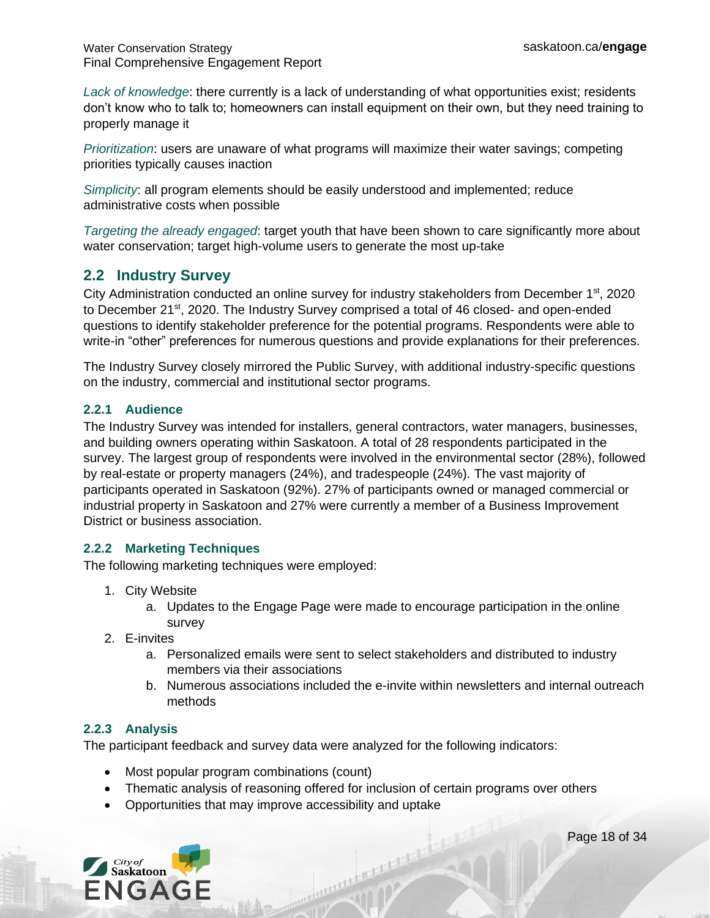*Lack of knowledge*: there currently is a lack of understanding of what opportunities exist; residents don't know who to talk to; homeowners can install equipment on their own, but they need training to properly manage it

*Prioritization*: users are unaware of what programs will maximize their water savings; competing priorities typically causes inaction

*Simplicity*: all program elements should be easily understood and implemented; reduce administrative costs when possible

*Targeting the already engaged*: target youth that have been shown to care significantly more about water conservation; target high-volume users to generate the most up-take

## 2.2 Industry Survey

City Administration conducted an online survey for industry stakeholders from December 1st, 2020 to December 21st, 2020. The Industry Survey comprised a total of 46 closed- and open-ended questions to identify stakeholder preference for the potential programs. Respondents were able to write-in "other" preferences for numerous questions and provide explanations for their preferences.

The Industry Survey closely mirrored the Public Survey, with additional industry-specific questions on the industry, commercial and institutional sector programs.

### 2.2.1 Audience

The Industry Survey was intended for installers, general contractors, water managers, businesses, and building owners operating within Saskatoon. A total of 28 respondents participated in the survey. The largest group of respondents were involved in the environmental sector (28%), followed by real-estate or property managers (24%), and tradespeople (24%). The vast majority of participants operated in Saskatoon (92%). 27% of participants owned or managed commercial or industrial property in Saskatoon and 27% were currently a member of a Business Improvement District or business association.

### 2.2.2 Marketing Techniques

The following marketing techniques were employed:

1. City Website
   a. Updates to the Engage Page were made to encourage participation in the online survey
2. E-invites
   a. Personalized emails were sent to select stakeholders and distributed to industry members via their associations
   b. Numerous associations included the e-invite within newsletters and internal outreach methods

### 2.2.3 Analysis

The participant feedback and survey data were analyzed for the following indicators:

- Most popular program combinations (count)
- Thematic analysis of reasoning offered for inclusion of certain programs over others
- Opportunities that may improve accessibility and uptake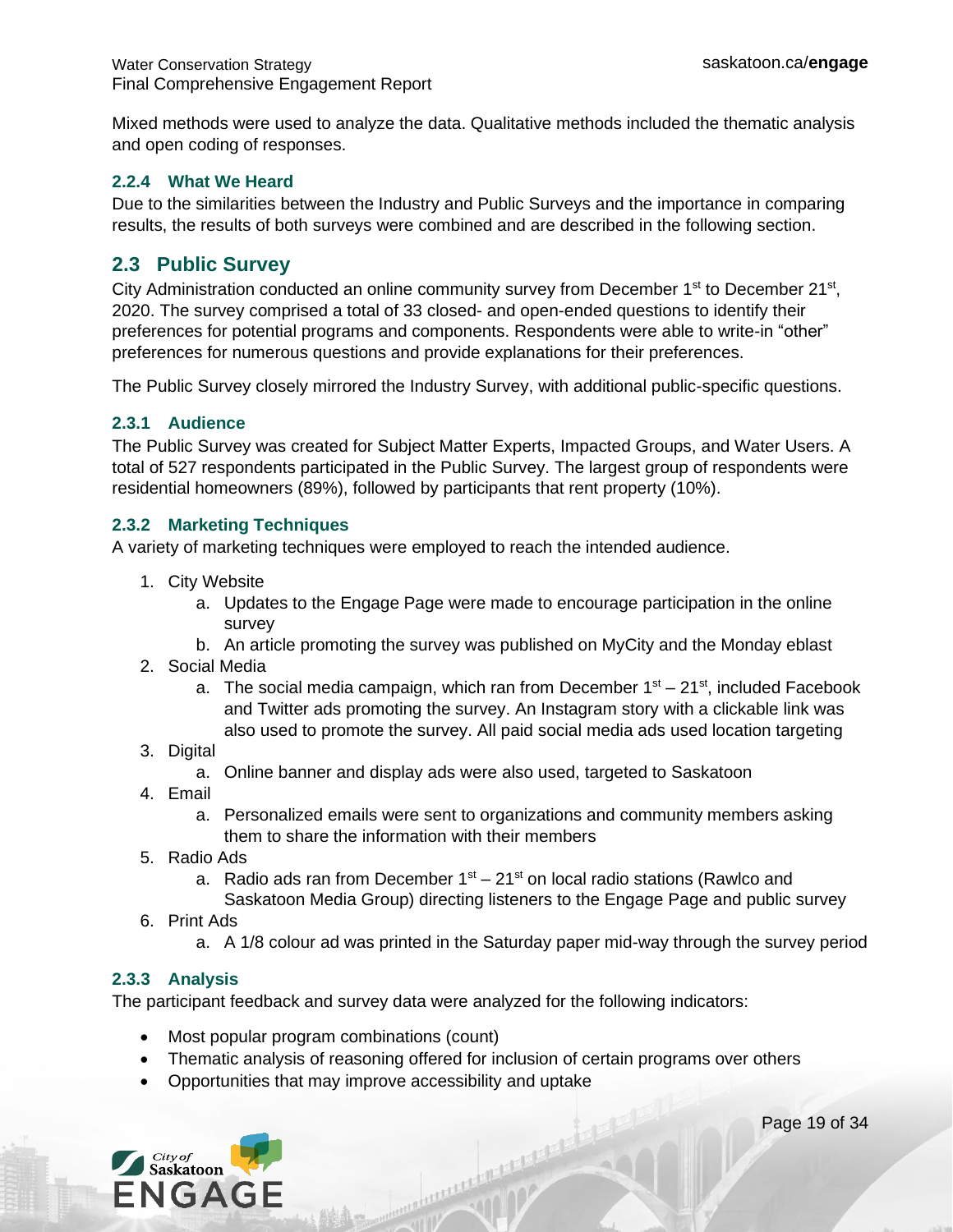Mixed methods were used to analyze the data. Qualitative methods included the thematic analysis and open coding of responses.

### 2.2.4 What We Heard

Due to the similarities between the Industry and Public Surveys and the importance in comparing results, the results of both surveys were combined and are described in the following section.

## 2.3 Public Survey

City Administration conducted an online community survey from December 1st to December 21st, 2020. The survey comprised a total of 33 closed- and open-ended questions to identify their preferences for potential programs and components. Respondents were able to write-in "other" preferences for numerous questions and provide explanations for their preferences.

The Public Survey closely mirrored the Industry Survey, with additional public-specific questions.

### 2.3.1 Audience

The Public Survey was created for Subject Matter Experts, Impacted Groups, and Water Users. A total of 527 respondents participated in the Public Survey. The largest group of respondents were residential homeowners (89%), followed by participants that rent property (10%).

### 2.3.2 Marketing Techniques

A variety of marketing techniques were employed to reach the intended audience.

1. City Website
   a. Updates to the Engage Page were made to encourage participation in the online survey
   b. An article promoting the survey was published on MyCity and the Monday eblast
2. Social Media
   a. The social media campaign, which ran from December 1st – 21st, included Facebook and Twitter ads promoting the survey. An Instagram story with a clickable link was also used to promote the survey. All paid social media ads used location targeting
3. Digital
   a. Online banner and display ads were also used, targeted to Saskatoon
4. Email
   a. Personalized emails were sent to organizations and community members asking them to share the information with their members
5. Radio Ads
   a. Radio ads ran from December 1st – 21st on local radio stations (Rawlco and Saskatoon Media Group) directing listeners to the Engage Page and public survey
6. Print Ads
   a. A 1/8 colour ad was printed in the Saturday paper mid-way through the survey period

### 2.3.3 Analysis

The participant feedback and survey data were analyzed for the following indicators:

- Most popular program combinations (count)
- Thematic analysis of reasoning offered for inclusion of certain programs over others
- Opportunities that may improve accessibility and uptake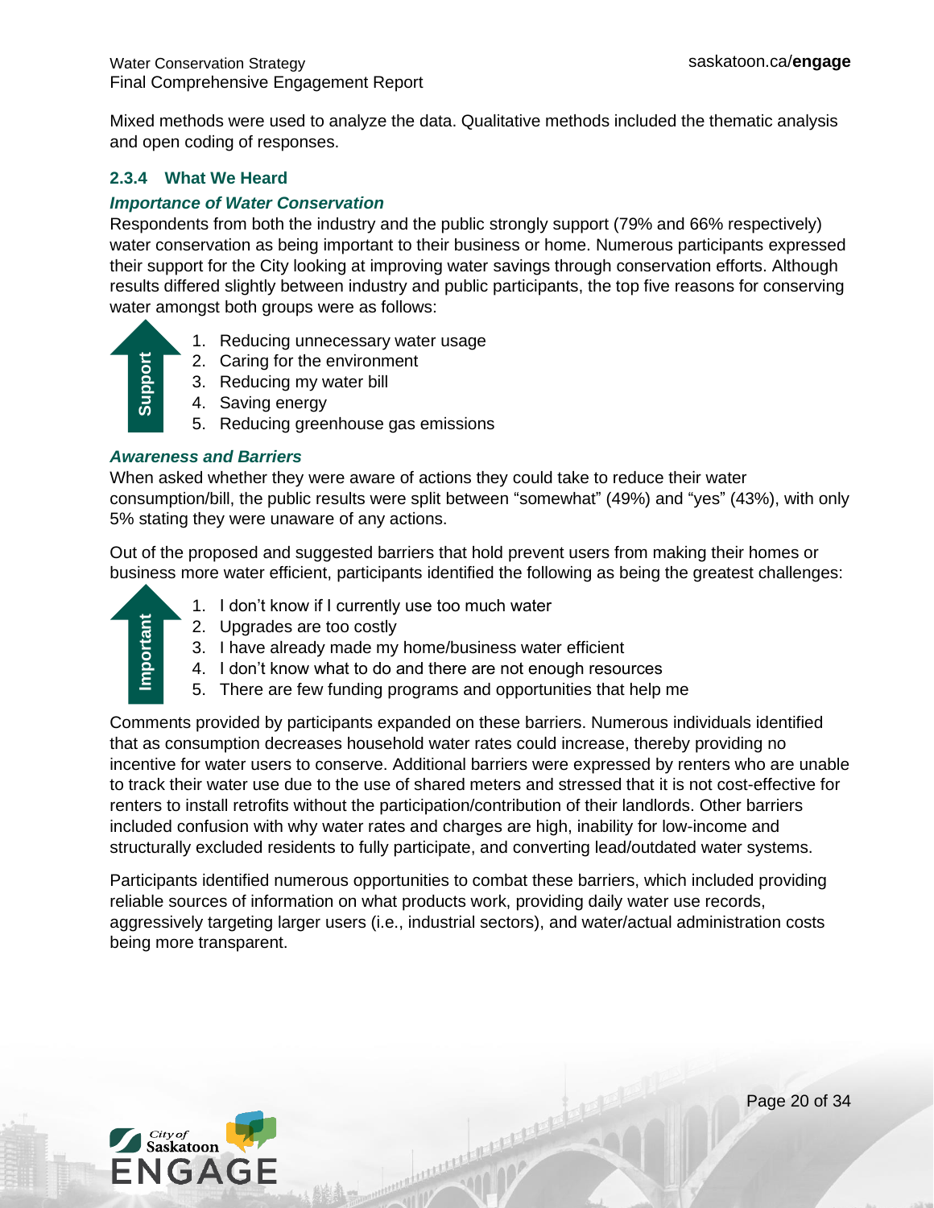Mixed methods were used to analyze the data. Qualitative methods included the thematic analysis and open coding of responses.

### 2.3.4 What We Heard

#### *Importance of Water Conservation*

Respondents from both the industry and the public strongly support (79% and 66% respectively) water conservation as being important to their business or home. Numerous participants expressed their support for the City looking at improving water savings through conservation efforts. Although results differed slightly between industry and public participants, the top five reasons for conserving water amongst both groups were as follows:

**Support**

1. Reducing unnecessary water usage
2. Caring for the environment
3. Reducing my water bill
4. Saving energy
5. Reducing greenhouse gas emissions

#### *Awareness and Barriers*

When asked whether they were aware of actions they could take to reduce their water consumption/bill, the public results were split between "somewhat" (49%) and "yes" (43%), with only 5% stating they were unaware of any actions.

Out of the proposed and suggested barriers that hold prevent users from making their homes or business more water efficient, participants identified the following as being the greatest challenges:

**Important**

1. I don't know if I currently use too much water
2. Upgrades are too costly
3. I have already made my home/business water efficient
4. I don't know what to do and there are not enough resources
5. There are few funding programs and opportunities that help me

Comments provided by participants expanded on these barriers. Numerous individuals identified that as consumption decreases household water rates could increase, thereby providing no incentive for water users to conserve. Additional barriers were expressed by renters who are unable to track their water use due to the use of shared meters and stressed that it is not cost-effective for renters to install retrofits without the participation/contribution of their landlords. Other barriers included confusion with why water rates and charges are high, inability for low-income and structurally excluded residents to fully participate, and converting lead/outdated water systems.

Participants identified numerous opportunities to combat these barriers, which included providing reliable sources of information on what products work, providing daily water use records, aggressively targeting larger users (i.e., industrial sectors), and water/actual administration costs being more transparent.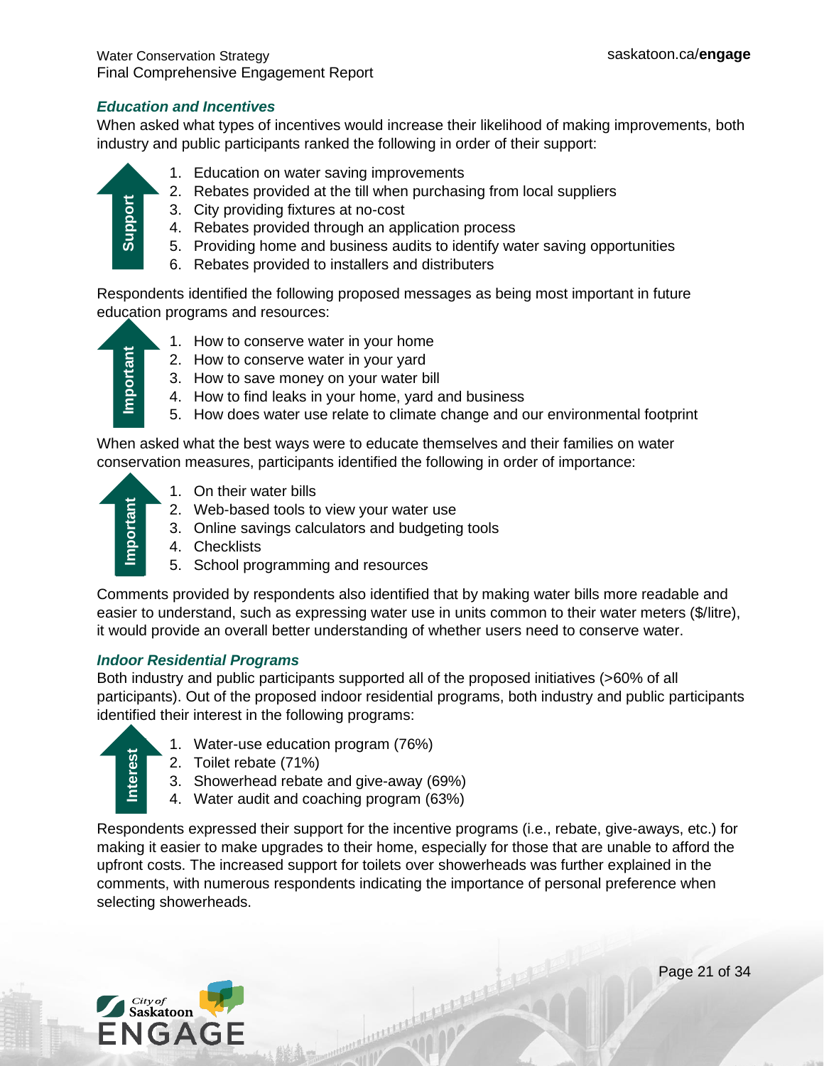### *Education and Incentives*

When asked what types of incentives would increase their likelihood of making improvements, both industry and public participants ranked the following in order of their support:

Support

1. Education on water saving improvements
2. Rebates provided at the till when purchasing from local suppliers
3. City providing fixtures at no-cost
4. Rebates provided through an application process
5. Providing home and business audits to identify water saving opportunities
6. Rebates provided to installers and distributers

Respondents identified the following proposed messages as being most important in future education programs and resources:

Important

1. How to conserve water in your home
2. How to conserve water in your yard
3. How to save money on your water bill
4. How to find leaks in your home, yard and business
5. How does water use relate to climate change and our environmental footprint

When asked what the best ways were to educate themselves and their families on water conservation measures, participants identified the following in order of importance:

Important

1. On their water bills
2. Web-based tools to view your water use
3. Online savings calculators and budgeting tools
4. Checklists
5. School programming and resources

Comments provided by respondents also identified that by making water bills more readable and easier to understand, such as expressing water use in units common to their water meters ($/litre), it would provide an overall better understanding of whether users need to conserve water.

### *Indoor Residential Programs*

Both industry and public participants supported all of the proposed initiatives (>60% of all participants). Out of the proposed indoor residential programs, both industry and public participants identified their interest in the following programs:

Interest

1. Water-use education program (76%)
2. Toilet rebate (71%)
3. Showerhead rebate and give-away (69%)
4. Water audit and coaching program (63%)

Respondents expressed their support for the incentive programs (i.e., rebate, give-aways, etc.) for making it easier to make upgrades to their home, especially for those that are unable to afford the upfront costs. The increased support for toilets over showerheads was further explained in the comments, with numerous respondents indicating the importance of personal preference when selecting showerheads.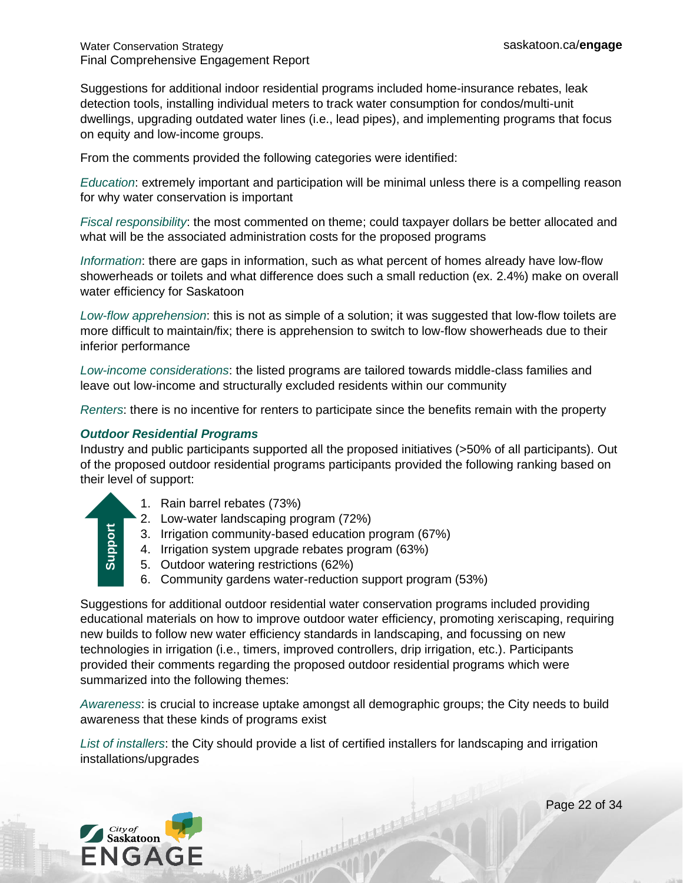Suggestions for additional indoor residential programs included home-insurance rebates, leak detection tools, installing individual meters to track water consumption for condos/multi-unit dwellings, upgrading outdated water lines (i.e., lead pipes), and implementing programs that focus on equity and low-income groups.

From the comments provided the following categories were identified:

*Education*: extremely important and participation will be minimal unless there is a compelling reason for why water conservation is important

*Fiscal responsibility*: the most commented on theme; could taxpayer dollars be better allocated and what will be the associated administration costs for the proposed programs

*Information*: there are gaps in information, such as what percent of homes already have low-flow showerheads or toilets and what difference does such a small reduction (ex. 2.4%) make on overall water efficiency for Saskatoon

*Low-flow apprehension*: this is not as simple of a solution; it was suggested that low-flow toilets are more difficult to maintain/fix; there is apprehension to switch to low-flow showerheads due to their inferior performance

*Low-income considerations*: the listed programs are tailored towards middle-class families and leave out low-income and structurally excluded residents within our community

*Renters*: there is no incentive for renters to participate since the benefits remain with the property

***Outdoor Residential Programs***

Industry and public participants supported all the proposed initiatives (>50% of all participants). Out of the proposed outdoor residential programs participants provided the following ranking based on their level of support:

Support

1. Rain barrel rebates (73%)
2. Low-water landscaping program (72%)
3. Irrigation community-based education program (67%)
4. Irrigation system upgrade rebates program (63%)
5. Outdoor watering restrictions (62%)
6. Community gardens water-reduction support program (53%)

Suggestions for additional outdoor residential water conservation programs included providing educational materials on how to improve outdoor water efficiency, promoting xeriscaping, requiring new builds to follow new water efficiency standards in landscaping, and focussing on new technologies in irrigation (i.e., timers, improved controllers, drip irrigation, etc.). Participants provided their comments regarding the proposed outdoor residential programs which were summarized into the following themes:

*Awareness*: is crucial to increase uptake amongst all demographic groups; the City needs to build awareness that these kinds of programs exist

*List of installers*: the City should provide a list of certified installers for landscaping and irrigation installations/upgrades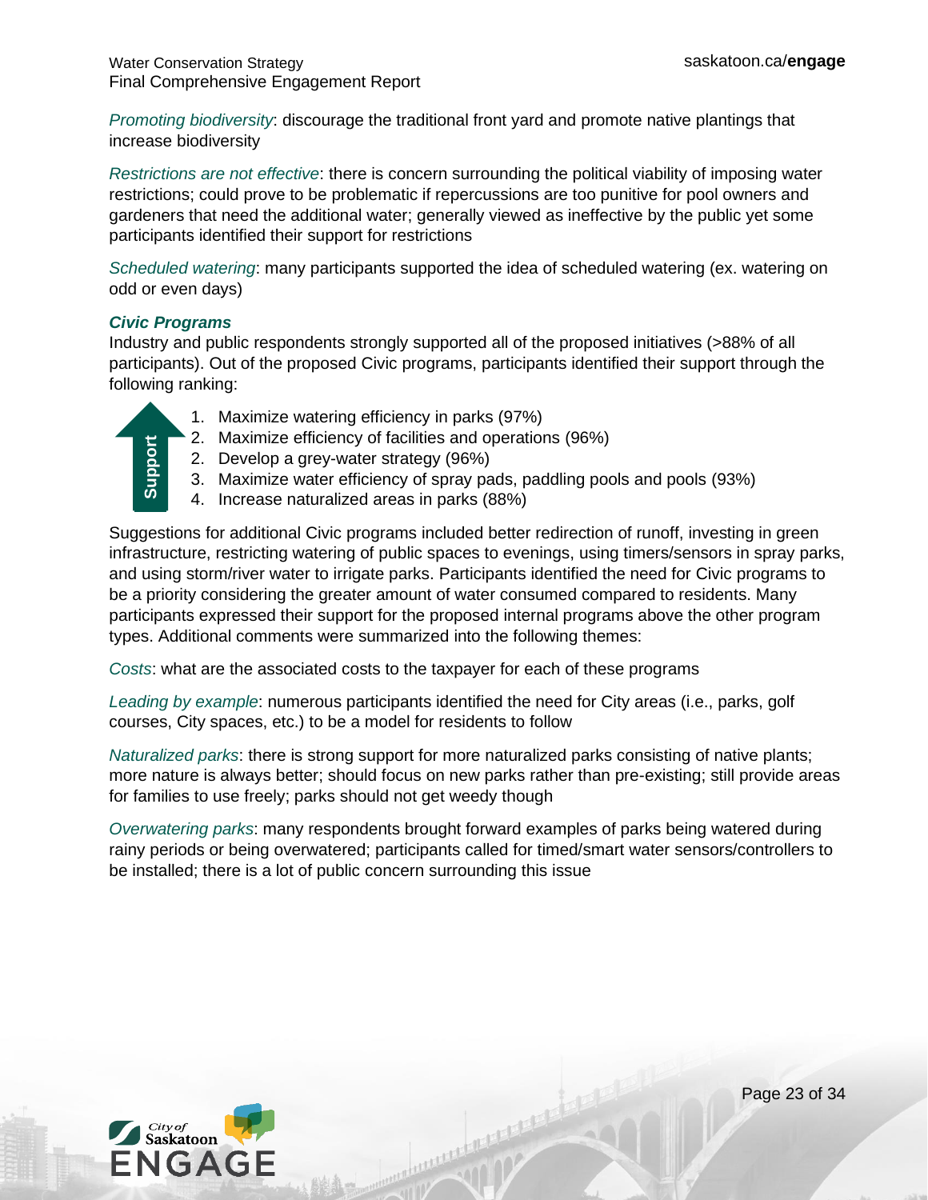*Promoting biodiversity*: discourage the traditional front yard and promote native plantings that increase biodiversity

*Restrictions are not effective*: there is concern surrounding the political viability of imposing water restrictions; could prove to be problematic if repercussions are too punitive for pool owners and gardeners that need the additional water; generally viewed as ineffective by the public yet some participants identified their support for restrictions

*Scheduled watering*: many participants supported the idea of scheduled watering (ex. watering on odd or even days)

### ***Civic Programs***

Industry and public respondents strongly supported all of the proposed initiatives (>88% of all participants). Out of the proposed Civic programs, participants identified their support through the following ranking:

Support

1. Maximize watering efficiency in parks (97%)
2. Maximize efficiency of facilities and operations (96%)
2. Develop a grey-water strategy (96%)
3. Maximize water efficiency of spray pads, paddling pools and pools (93%)
4. Increase naturalized areas in parks (88%)

Suggestions for additional Civic programs included better redirection of runoff, investing in green infrastructure, restricting watering of public spaces to evenings, using timers/sensors in spray parks, and using storm/river water to irrigate parks. Participants identified the need for Civic programs to be a priority considering the greater amount of water consumed compared to residents. Many participants expressed their support for the proposed internal programs above the other program types. Additional comments were summarized into the following themes:

*Costs*: what are the associated costs to the taxpayer for each of these programs

*Leading by example*: numerous participants identified the need for City areas (i.e., parks, golf courses, City spaces, etc.) to be a model for residents to follow

*Naturalized parks*: there is strong support for more naturalized parks consisting of native plants; more nature is always better; should focus on new parks rather than pre-existing; still provide areas for families to use freely; parks should not get weedy though

*Overwatering parks*: many respondents brought forward examples of parks being watered during rainy periods or being overwatered; participants called for timed/smart water sensors/controllers to be installed; there is a lot of public concern surrounding this issue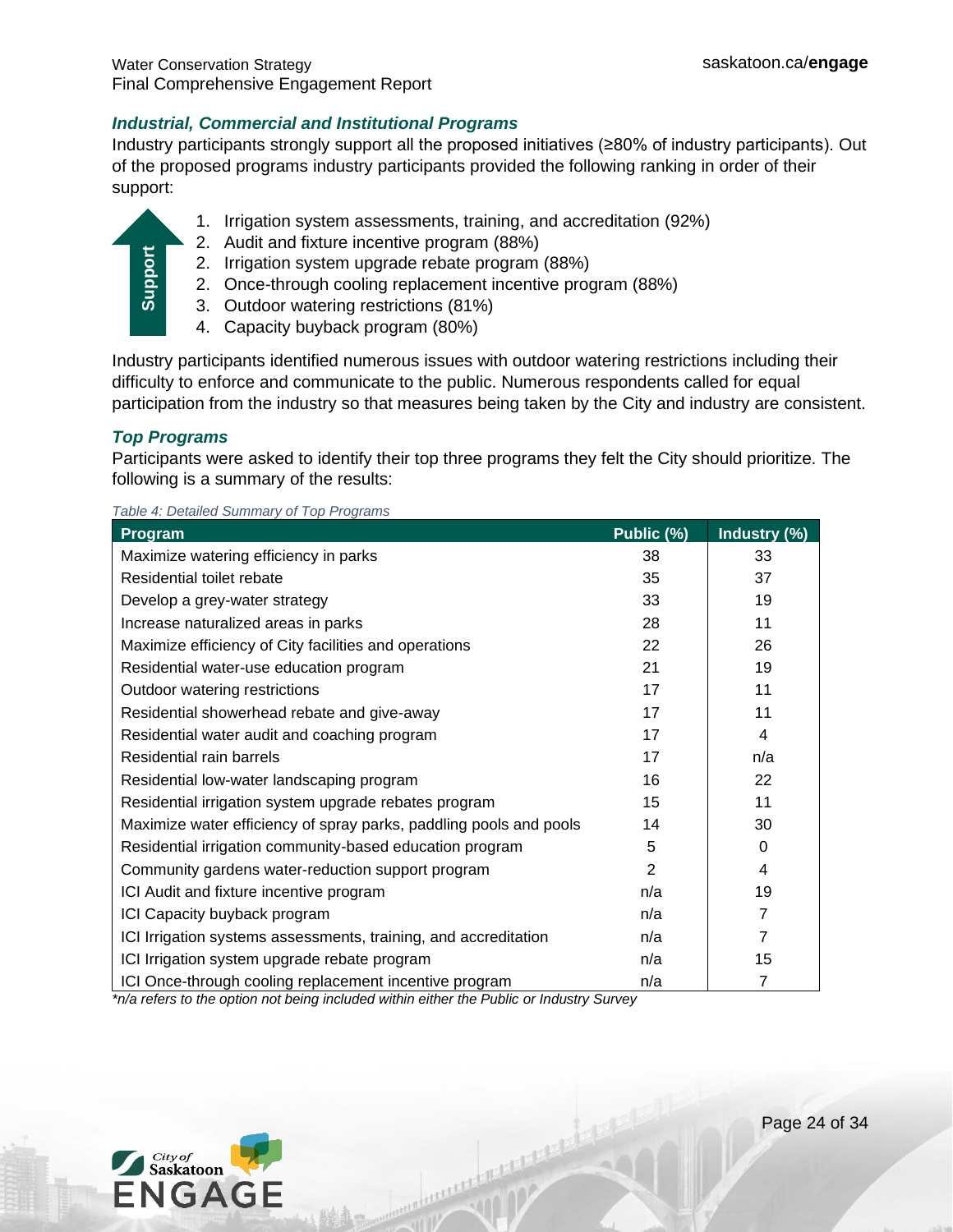### *Industrial, Commercial and Institutional Programs*

Industry participants strongly support all the proposed initiatives (≥80% of industry participants). Out of the proposed programs industry participants provided the following ranking in order of their support:

Support

1. Irrigation system assessments, training, and accreditation (92%)
2. Audit and fixture incentive program (88%)
2. Irrigation system upgrade rebate program (88%)
2. Once-through cooling replacement incentive program (88%)
3. Outdoor watering restrictions (81%)
4. Capacity buyback program (80%)

Industry participants identified numerous issues with outdoor watering restrictions including their difficulty to enforce and communicate to the public. Numerous respondents called for equal participation from the industry so that measures being taken by the City and industry are consistent.

### *Top Programs*

Participants were asked to identify their top three programs they felt the City should prioritize. The following is a summary of the results:

*Table 4: Detailed Summary of Top Programs*

| Program | Public (%) | Industry (%) |
|---|---|---|
| Maximize watering efficiency in parks | 38 | 33 |
| Residential toilet rebate | 35 | 37 |
| Develop a grey-water strategy | 33 | 19 |
| Increase naturalized areas in parks | 28 | 11 |
| Maximize efficiency of City facilities and operations | 22 | 26 |
| Residential water-use education program | 21 | 19 |
| Outdoor watering restrictions | 17 | 11 |
| Residential showerhead rebate and give-away | 17 | 11 |
| Residential water audit and coaching program | 17 | 4 |
| Residential rain barrels | 17 | n/a |
| Residential low-water landscaping program | 16 | 22 |
| Residential irrigation system upgrade rebates program | 15 | 11 |
| Maximize water efficiency of spray parks, paddling pools and pools | 14 | 30 |
| Residential irrigation community-based education program | 5 | 0 |
| Community gardens water-reduction support program | 2 | 4 |
| ICI Audit and fixture incentive program | n/a | 19 |
| ICI Capacity buyback program | n/a | 7 |
| ICI Irrigation systems assessments, training, and accreditation | n/a | 7 |
| ICI Irrigation system upgrade rebate program | n/a | 15 |
| ICI Once-through cooling replacement incentive program | n/a | 7 |

*\*n/a refers to the option not being included within either the Public or Industry Survey*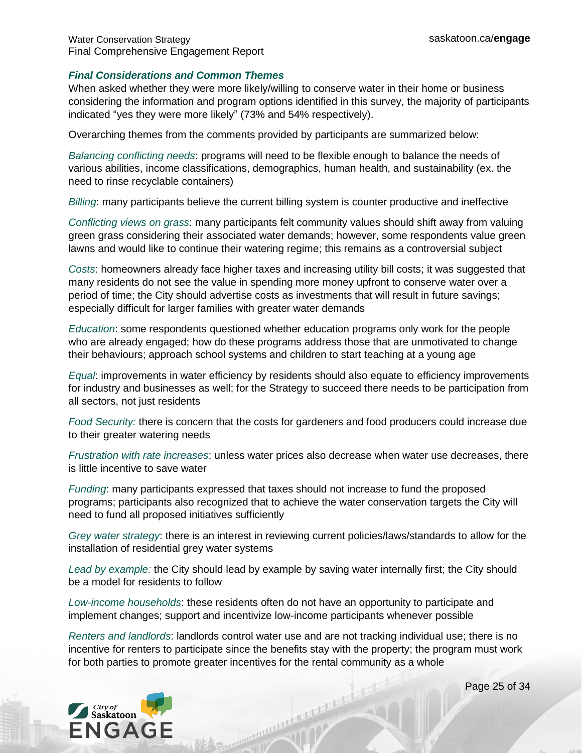### ***Final Considerations and Common Themes***

When asked whether they were more likely/willing to conserve water in their home or business considering the information and program options identified in this survey, the majority of participants indicated "yes they were more likely" (73% and 54% respectively).

Overarching themes from the comments provided by participants are summarized below:

*Balancing conflicting needs*: programs will need to be flexible enough to balance the needs of various abilities, income classifications, demographics, human health, and sustainability (ex. the need to rinse recyclable containers)

*Billing*: many participants believe the current billing system is counter productive and ineffective

*Conflicting views on grass*: many participants felt community values should shift away from valuing green grass considering their associated water demands; however, some respondents value green lawns and would like to continue their watering regime; this remains as a controversial subject

*Costs*: homeowners already face higher taxes and increasing utility bill costs; it was suggested that many residents do not see the value in spending more money upfront to conserve water over a period of time; the City should advertise costs as investments that will result in future savings; especially difficult for larger families with greater water demands

*Education*: some respondents questioned whether education programs only work for the people who are already engaged; how do these programs address those that are unmotivated to change their behaviours; approach school systems and children to start teaching at a young age

*Equal*: improvements in water efficiency by residents should also equate to efficiency improvements for industry and businesses as well; for the Strategy to succeed there needs to be participation from all sectors, not just residents

*Food Security:* there is concern that the costs for gardeners and food producers could increase due to their greater watering needs

*Frustration with rate increases*: unless water prices also decrease when water use decreases, there is little incentive to save water

*Funding*: many participants expressed that taxes should not increase to fund the proposed programs; participants also recognized that to achieve the water conservation targets the City will need to fund all proposed initiatives sufficiently

*Grey water strategy*: there is an interest in reviewing current policies/laws/standards to allow for the installation of residential grey water systems

*Lead by example:* the City should lead by example by saving water internally first; the City should be a model for residents to follow

*Low-income households*: these residents often do not have an opportunity to participate and implement changes; support and incentivize low-income participants whenever possible

*Renters and landlords*: landlords control water use and are not tracking individual use; there is no incentive for renters to participate since the benefits stay with the property; the program must work for both parties to promote greater incentives for the rental community as a whole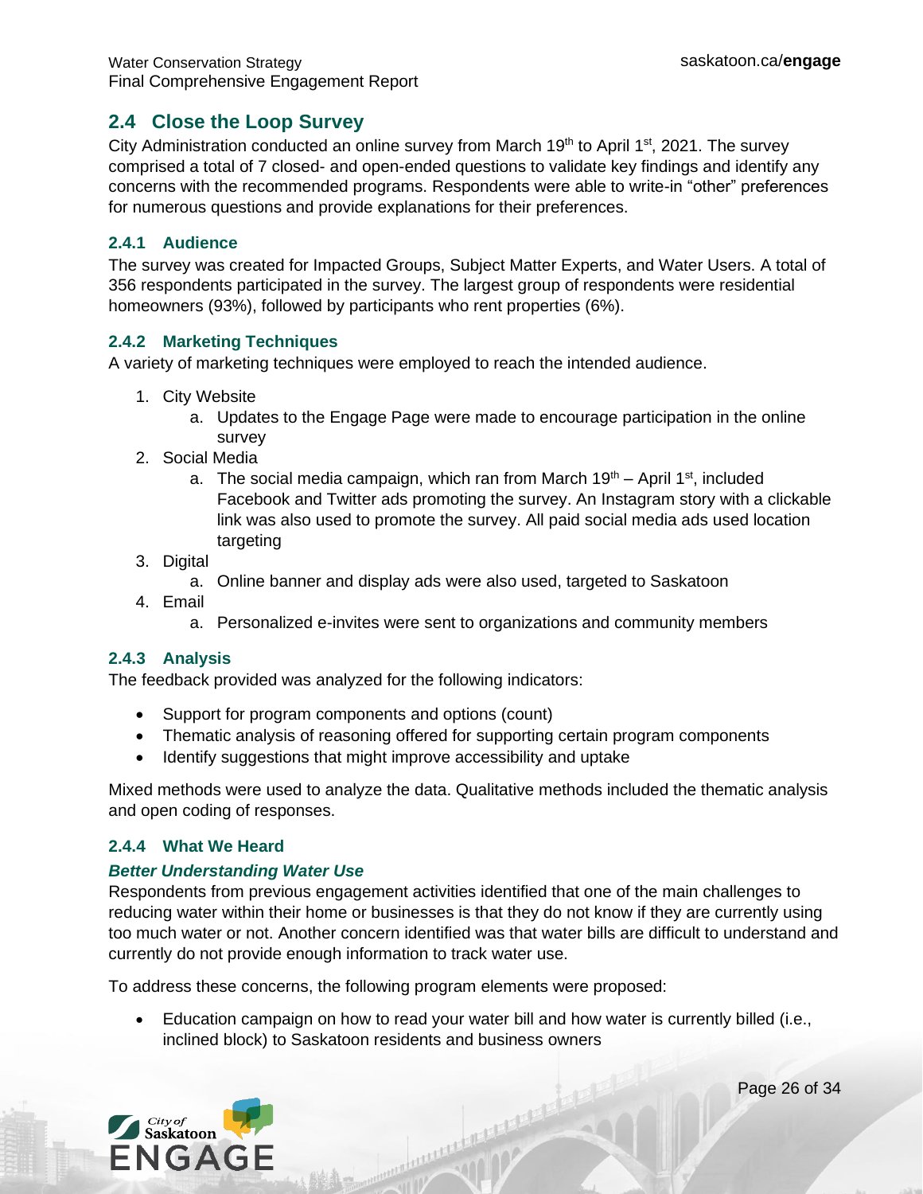## 2.4 Close the Loop Survey

City Administration conducted an online survey from March 19th to April 1st, 2021. The survey comprised a total of 7 closed- and open-ended questions to validate key findings and identify any concerns with the recommended programs. Respondents were able to write-in "other" preferences for numerous questions and provide explanations for their preferences.

### 2.4.1 Audience

The survey was created for Impacted Groups, Subject Matter Experts, and Water Users. A total of 356 respondents participated in the survey. The largest group of respondents were residential homeowners (93%), followed by participants who rent properties (6%).

### 2.4.2 Marketing Techniques

A variety of marketing techniques were employed to reach the intended audience.

1. City Website
    a. Updates to the Engage Page were made to encourage participation in the online survey
2. Social Media
    a. The social media campaign, which ran from March 19th – April 1st, included Facebook and Twitter ads promoting the survey. An Instagram story with a clickable link was also used to promote the survey. All paid social media ads used location targeting
3. Digital
    a. Online banner and display ads were also used, targeted to Saskatoon
4. Email
    a. Personalized e-invites were sent to organizations and community members

### 2.4.3 Analysis

The feedback provided was analyzed for the following indicators:

- Support for program components and options (count)
- Thematic analysis of reasoning offered for supporting certain program components
- Identify suggestions that might improve accessibility and uptake

Mixed methods were used to analyze the data. Qualitative methods included the thematic analysis and open coding of responses.

### 2.4.4 What We Heard

***Better Understanding Water Use***

Respondents from previous engagement activities identified that one of the main challenges to reducing water within their home or businesses is that they do not know if they are currently using too much water or not. Another concern identified was that water bills are difficult to understand and currently do not provide enough information to track water use.

To address these concerns, the following program elements were proposed:

- Education campaign on how to read your water bill and how water is currently billed (i.e., inclined block) to Saskatoon residents and business owners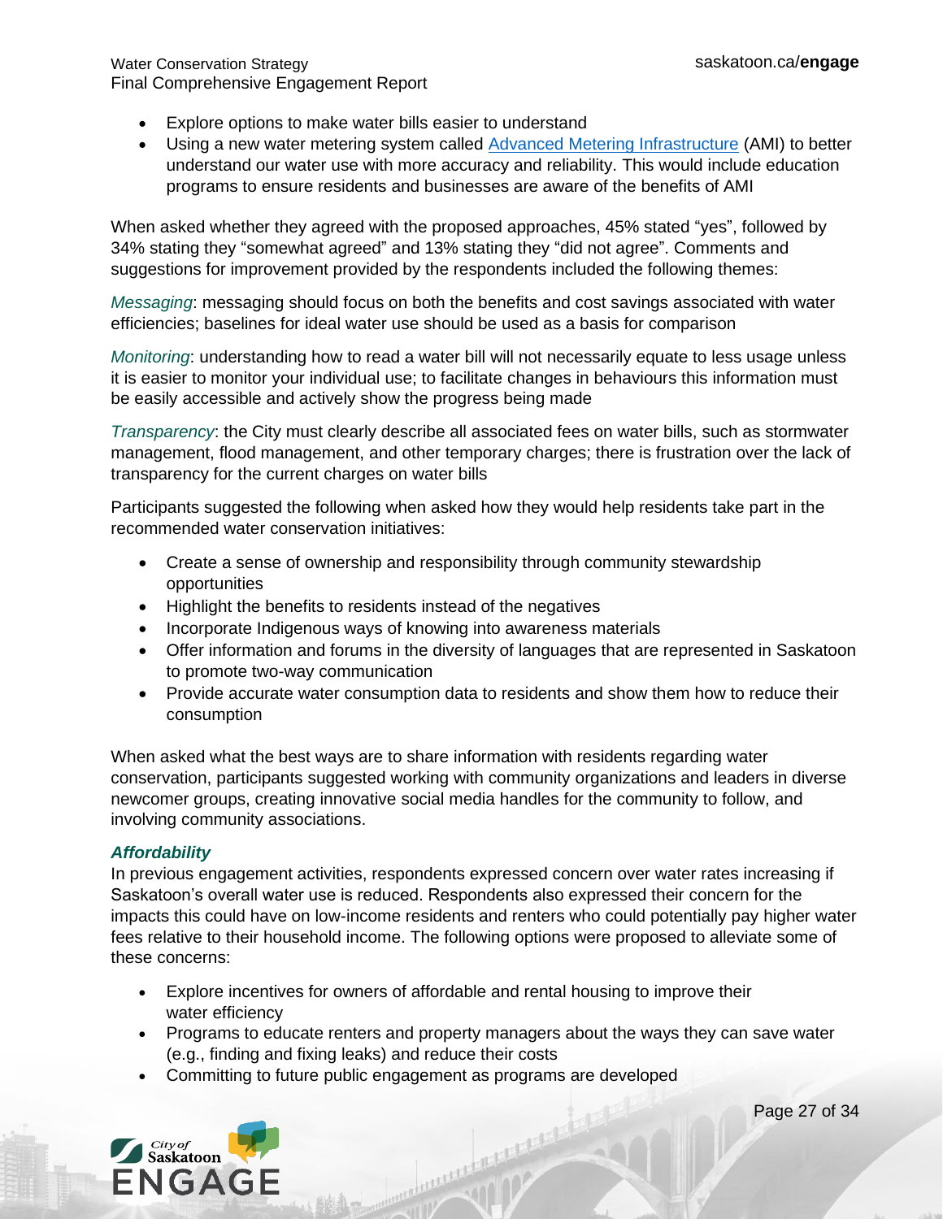- Explore options to make water bills easier to understand
- Using a new water metering system called [Advanced Metering Infrastructure](#) (AMI) to better understand our water use with more accuracy and reliability. This would include education programs to ensure residents and businesses are aware of the benefits of AMI

When asked whether they agreed with the proposed approaches, 45% stated "yes", followed by 34% stating they "somewhat agreed" and 13% stating they "did not agree". Comments and suggestions for improvement provided by the respondents included the following themes:

*Messaging*: messaging should focus on both the benefits and cost savings associated with water efficiencies; baselines for ideal water use should be used as a basis for comparison

*Monitoring*: understanding how to read a water bill will not necessarily equate to less usage unless it is easier to monitor your individual use; to facilitate changes in behaviours this information must be easily accessible and actively show the progress being made

*Transparency*: the City must clearly describe all associated fees on water bills, such as stormwater management, flood management, and other temporary charges; there is frustration over the lack of transparency for the current charges on water bills

Participants suggested the following when asked how they would help residents take part in the recommended water conservation initiatives:

- Create a sense of ownership and responsibility through community stewardship opportunities
- Highlight the benefits to residents instead of the negatives
- Incorporate Indigenous ways of knowing into awareness materials
- Offer information and forums in the diversity of languages that are represented in Saskatoon to promote two-way communication
- Provide accurate water consumption data to residents and show them how to reduce their consumption

When asked what the best ways are to share information with residents regarding water conservation, participants suggested working with community organizations and leaders in diverse newcomer groups, creating innovative social media handles for the community to follow, and involving community associations.

***Affordability***

In previous engagement activities, respondents expressed concern over water rates increasing if Saskatoon's overall water use is reduced. Respondents also expressed their concern for the impacts this could have on low-income residents and renters who could potentially pay higher water fees relative to their household income. The following options were proposed to alleviate some of these concerns:

- Explore incentives for owners of affordable and rental housing to improve their water efficiency
- Programs to educate renters and property managers about the ways they can save water (e.g., finding and fixing leaks) and reduce their costs
- Committing to future public engagement as programs are developed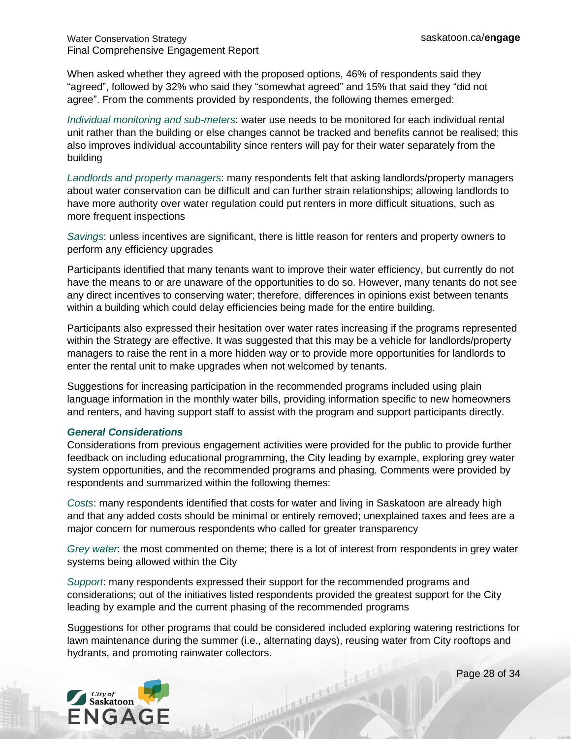When asked whether they agreed with the proposed options, 46% of respondents said they "agreed", followed by 32% who said they "somewhat agreed" and 15% that said they "did not agree". From the comments provided by respondents, the following themes emerged:

*Individual monitoring and sub-meters*: water use needs to be monitored for each individual rental unit rather than the building or else changes cannot be tracked and benefits cannot be realised; this also improves individual accountability since renters will pay for their water separately from the building

*Landlords and property managers*: many respondents felt that asking landlords/property managers about water conservation can be difficult and can further strain relationships; allowing landlords to have more authority over water regulation could put renters in more difficult situations, such as more frequent inspections

*Savings*: unless incentives are significant, there is little reason for renters and property owners to perform any efficiency upgrades

Participants identified that many tenants want to improve their water efficiency, but currently do not have the means to or are unaware of the opportunities to do so. However, many tenants do not see any direct incentives to conserving water; therefore, differences in opinions exist between tenants within a building which could delay efficiencies being made for the entire building.

Participants also expressed their hesitation over water rates increasing if the programs represented within the Strategy are effective. It was suggested that this may be a vehicle for landlords/property managers to raise the rent in a more hidden way or to provide more opportunities for landlords to enter the rental unit to make upgrades when not welcomed by tenants.

Suggestions for increasing participation in the recommended programs included using plain language information in the monthly water bills, providing information specific to new homeowners and renters, and having support staff to assist with the program and support participants directly.

### *General Considerations*

Considerations from previous engagement activities were provided for the public to provide further feedback on including educational programming, the City leading by example, exploring grey water system opportunities, and the recommended programs and phasing. Comments were provided by respondents and summarized within the following themes:

*Costs*: many respondents identified that costs for water and living in Saskatoon are already high and that any added costs should be minimal or entirely removed; unexplained taxes and fees are a major concern for numerous respondents who called for greater transparency

*Grey water*: the most commented on theme; there is a lot of interest from respondents in grey water systems being allowed within the City

*Support*: many respondents expressed their support for the recommended programs and considerations; out of the initiatives listed respondents provided the greatest support for the City leading by example and the current phasing of the recommended programs

Suggestions for other programs that could be considered included exploring watering restrictions for lawn maintenance during the summer (i.e., alternating days), reusing water from City rooftops and hydrants, and promoting rainwater collectors.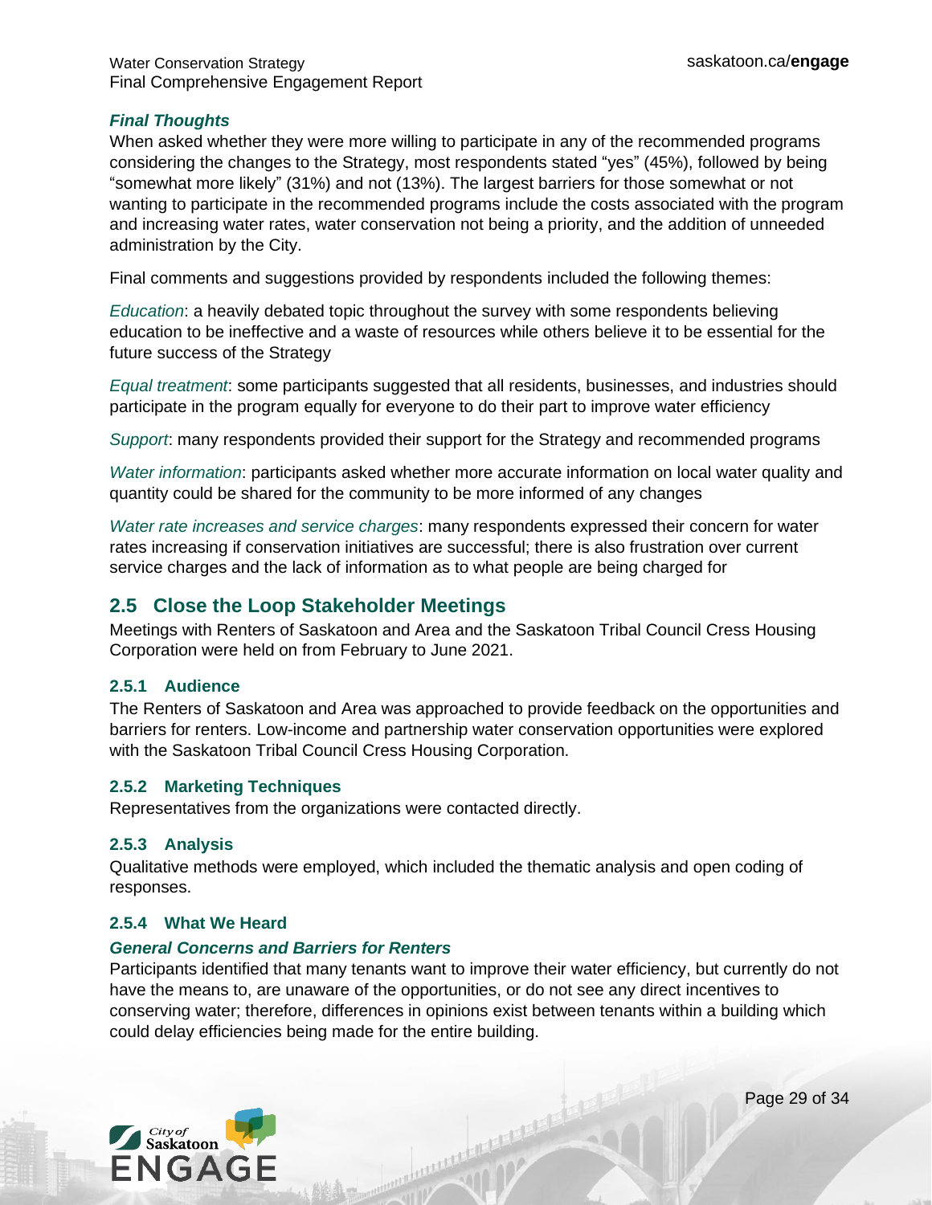### *Final Thoughts*

When asked whether they were more willing to participate in any of the recommended programs considering the changes to the Strategy, most respondents stated "yes" (45%), followed by being "somewhat more likely" (31%) and not (13%). The largest barriers for those somewhat or not wanting to participate in the recommended programs include the costs associated with the program and increasing water rates, water conservation not being a priority, and the addition of unneeded administration by the City.

Final comments and suggestions provided by respondents included the following themes:

*Education*: a heavily debated topic throughout the survey with some respondents believing education to be ineffective and a waste of resources while others believe it to be essential for the future success of the Strategy

*Equal treatment*: some participants suggested that all residents, businesses, and industries should participate in the program equally for everyone to do their part to improve water efficiency

*Support*: many respondents provided their support for the Strategy and recommended programs

*Water information*: participants asked whether more accurate information on local water quality and quantity could be shared for the community to be more informed of any changes

*Water rate increases and service charges*: many respondents expressed their concern for water rates increasing if conservation initiatives are successful; there is also frustration over current service charges and the lack of information as to what people are being charged for

## 2.5 Close the Loop Stakeholder Meetings

Meetings with Renters of Saskatoon and Area and the Saskatoon Tribal Council Cress Housing Corporation were held on from February to June 2021.

### 2.5.1 Audience

The Renters of Saskatoon and Area was approached to provide feedback on the opportunities and barriers for renters. Low-income and partnership water conservation opportunities were explored with the Saskatoon Tribal Council Cress Housing Corporation.

### 2.5.2 Marketing Techniques

Representatives from the organizations were contacted directly.

### 2.5.3 Analysis

Qualitative methods were employed, which included the thematic analysis and open coding of responses.

### 2.5.4 What We Heard

#### *General Concerns and Barriers for Renters*

Participants identified that many tenants want to improve their water efficiency, but currently do not have the means to, are unaware of the opportunities, or do not see any direct incentives to conserving water; therefore, differences in opinions exist between tenants within a building which could delay efficiencies being made for the entire building.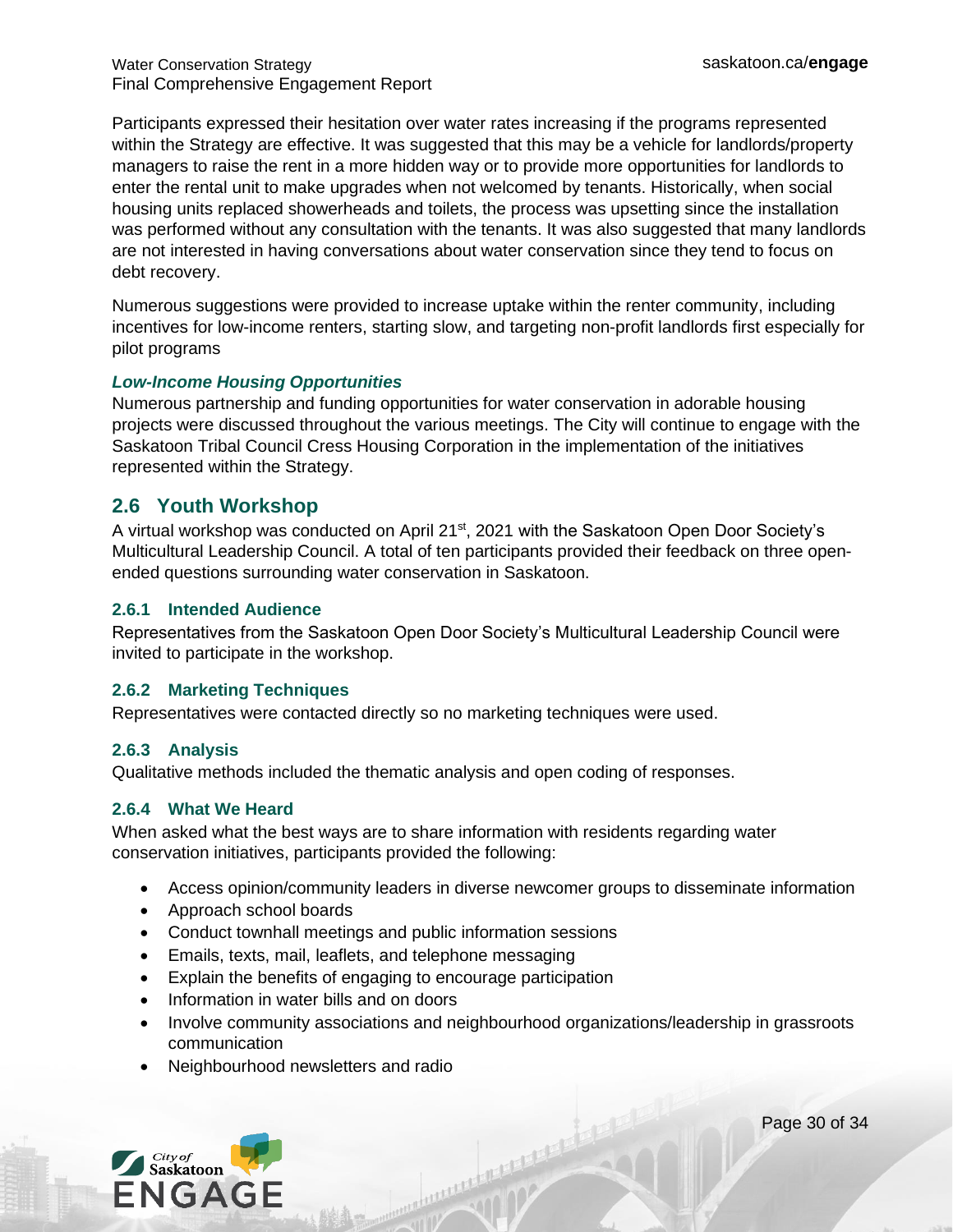Participants expressed their hesitation over water rates increasing if the programs represented within the Strategy are effective. It was suggested that this may be a vehicle for landlords/property managers to raise the rent in a more hidden way or to provide more opportunities for landlords to enter the rental unit to make upgrades when not welcomed by tenants. Historically, when social housing units replaced showerheads and toilets, the process was upsetting since the installation was performed without any consultation with the tenants. It was also suggested that many landlords are not interested in having conversations about water conservation since they tend to focus on debt recovery.

Numerous suggestions were provided to increase uptake within the renter community, including incentives for low-income renters, starting slow, and targeting non-profit landlords first especially for pilot programs

***Low-Income Housing Opportunities***

Numerous partnership and funding opportunities for water conservation in adorable housing projects were discussed throughout the various meetings. The City will continue to engage with the Saskatoon Tribal Council Cress Housing Corporation in the implementation of the initiatives represented within the Strategy.

## 2.6 Youth Workshop

A virtual workshop was conducted on April 21st, 2021 with the Saskatoon Open Door Society's Multicultural Leadership Council. A total of ten participants provided their feedback on three open-ended questions surrounding water conservation in Saskatoon.

### 2.6.1 Intended Audience

Representatives from the Saskatoon Open Door Society's Multicultural Leadership Council were invited to participate in the workshop.

### 2.6.2 Marketing Techniques

Representatives were contacted directly so no marketing techniques were used.

### 2.6.3 Analysis

Qualitative methods included the thematic analysis and open coding of responses.

### 2.6.4 What We Heard

When asked what the best ways are to share information with residents regarding water conservation initiatives, participants provided the following:

- Access opinion/community leaders in diverse newcomer groups to disseminate information
- Approach school boards
- Conduct townhall meetings and public information sessions
- Emails, texts, mail, leaflets, and telephone messaging
- Explain the benefits of engaging to encourage participation
- Information in water bills and on doors
- Involve community associations and neighbourhood organizations/leadership in grassroots communication
- Neighbourhood newsletters and radio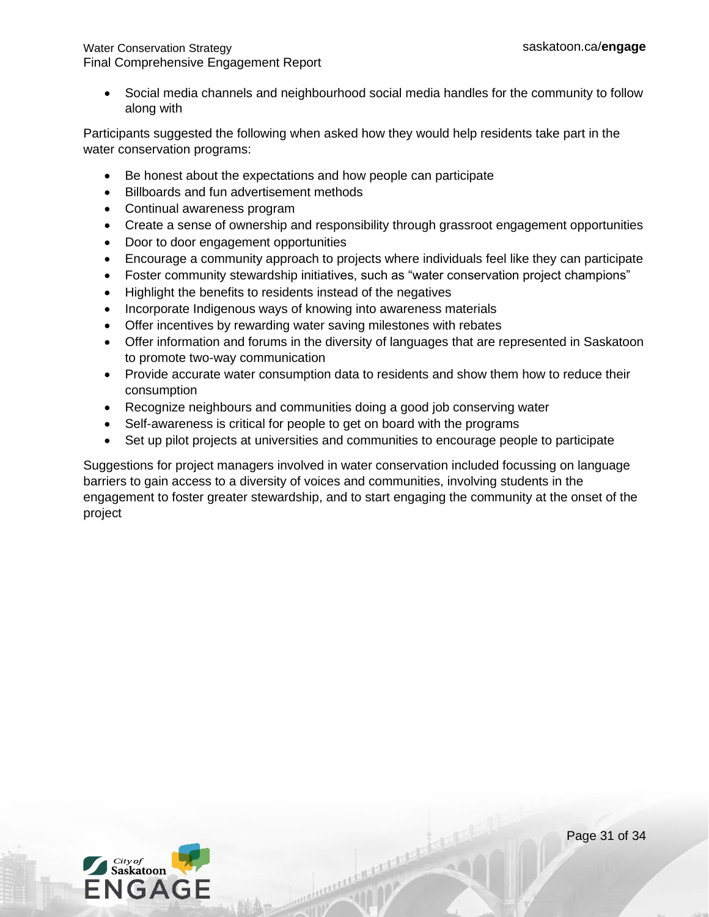- Social media channels and neighbourhood social media handles for the community to follow along with

Participants suggested the following when asked how they would help residents take part in the water conservation programs:

- Be honest about the expectations and how people can participate
- Billboards and fun advertisement methods
- Continual awareness program
- Create a sense of ownership and responsibility through grassroot engagement opportunities
- Door to door engagement opportunities
- Encourage a community approach to projects where individuals feel like they can participate
- Foster community stewardship initiatives, such as “water conservation project champions”
- Highlight the benefits to residents instead of the negatives
- Incorporate Indigenous ways of knowing into awareness materials
- Offer incentives by rewarding water saving milestones with rebates
- Offer information and forums in the diversity of languages that are represented in Saskatoon to promote two-way communication
- Provide accurate water consumption data to residents and show them how to reduce their consumption
- Recognize neighbours and communities doing a good job conserving water
- Self-awareness is critical for people to get on board with the programs
- Set up pilot projects at universities and communities to encourage people to participate

Suggestions for project managers involved in water conservation included focussing on language barriers to gain access to a diversity of voices and communities, involving students in the engagement to foster greater stewardship, and to start engaging the community at the onset of the project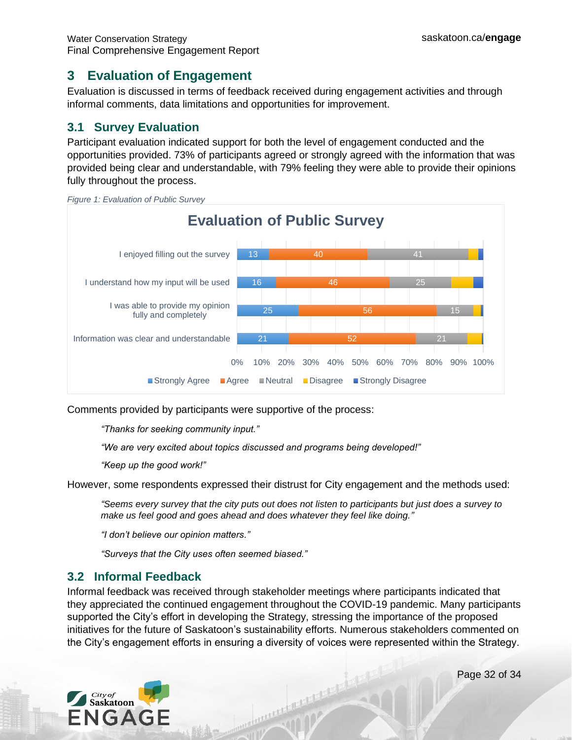# 3 Evaluation of Engagement

Evaluation is discussed in terms of feedback received during engagement activities and through informal comments, data limitations and opportunities for improvement.

## 3.1 Survey Evaluation

Participant evaluation indicated support for both the level of engagement conducted and the opportunities provided. 73% of participants agreed or strongly agreed with the information that was provided being clear and understandable, with 79% feeling they were able to provide their opinions fully throughout the process.

*Figure 1: Evaluation of Public Survey*

**Evaluation of Public Survey**

| | Strongly Agree | Agree | Neutral | Disagree | Strongly Disagree |
|---|---|---|---|---|---|
| I enjoyed filling out the survey | 13 | 40 | 41 | | |
| I understand how my input will be used | 16 | 46 | 25 | | |
| I was able to provide my opinion fully and completely | 25 | 56 | 15 | | |
| Information was clear and understandable | 21 | 52 | 21 | | |

Comments provided by participants were supportive of the process:

> *"Thanks for seeking community input."*
>
> *"We are very excited about topics discussed and programs being developed!"*
>
> *"Keep up the good work!"*

However, some respondents expressed their distrust for City engagement and the methods used:

> *"Seems every survey that the city puts out does not listen to participants but just does a survey to make us feel good and goes ahead and does whatever they feel like doing."*
>
> *"I don't believe our opinion matters."*
>
> *"Surveys that the City uses often seemed biased."*

## 3.2 Informal Feedback

Informal feedback was received through stakeholder meetings where participants indicated that they appreciated the continued engagement throughout the COVID-19 pandemic. Many participants supported the City's effort in developing the Strategy, stressing the importance of the proposed initiatives for the future of Saskatoon's sustainability efforts. Numerous stakeholders commented on the City's engagement efforts in ensuring a diversity of voices were represented within the Strategy.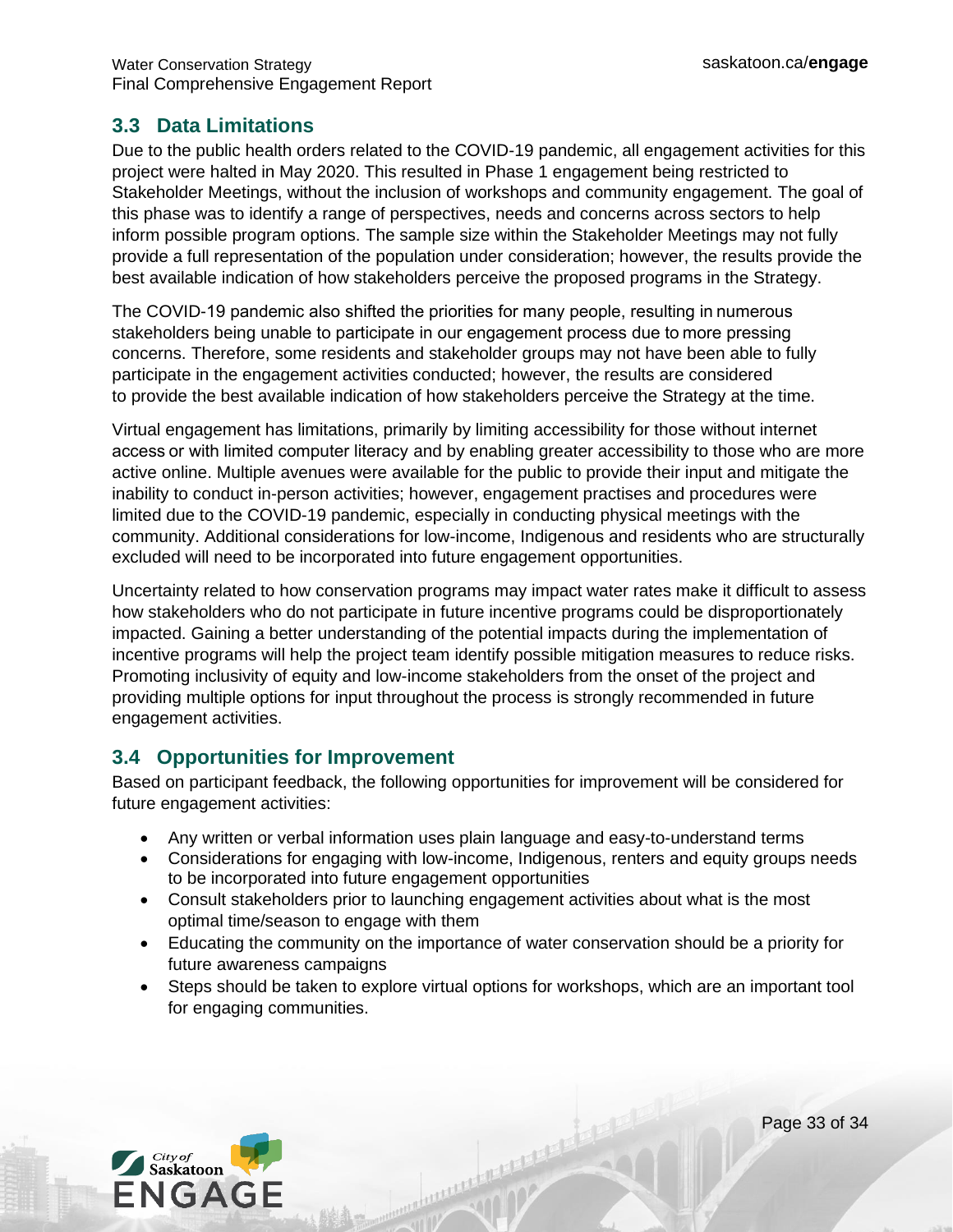### 3.3 Data Limitations

Due to the public health orders related to the COVID-19 pandemic, all engagement activities for this project were halted in May 2020. This resulted in Phase 1 engagement being restricted to Stakeholder Meetings, without the inclusion of workshops and community engagement. The goal of this phase was to identify a range of perspectives, needs and concerns across sectors to help inform possible program options. The sample size within the Stakeholder Meetings may not fully provide a full representation of the population under consideration; however, the results provide the best available indication of how stakeholders perceive the proposed programs in the Strategy.

The COVID-19 pandemic also shifted the priorities for many people, resulting in numerous stakeholders being unable to participate in our engagement process due to more pressing concerns. Therefore, some residents and stakeholder groups may not have been able to fully participate in the engagement activities conducted; however, the results are considered to provide the best available indication of how stakeholders perceive the Strategy at the time.

Virtual engagement has limitations, primarily by limiting accessibility for those without internet access or with limited computer literacy and by enabling greater accessibility to those who are more active online. Multiple avenues were available for the public to provide their input and mitigate the inability to conduct in-person activities; however, engagement practises and procedures were limited due to the COVID-19 pandemic, especially in conducting physical meetings with the community. Additional considerations for low-income, Indigenous and residents who are structurally excluded will need to be incorporated into future engagement opportunities.

Uncertainty related to how conservation programs may impact water rates make it difficult to assess how stakeholders who do not participate in future incentive programs could be disproportionately impacted. Gaining a better understanding of the potential impacts during the implementation of incentive programs will help the project team identify possible mitigation measures to reduce risks. Promoting inclusivity of equity and low-income stakeholders from the onset of the project and providing multiple options for input throughout the process is strongly recommended in future engagement activities.

### 3.4 Opportunities for Improvement

Based on participant feedback, the following opportunities for improvement will be considered for future engagement activities:

- Any written or verbal information uses plain language and easy-to-understand terms
- Considerations for engaging with low-income, Indigenous, renters and equity groups needs to be incorporated into future engagement opportunities
- Consult stakeholders prior to launching engagement activities about what is the most optimal time/season to engage with them
- Educating the community on the importance of water conservation should be a priority for future awareness campaigns
- Steps should be taken to explore virtual options for workshops, which are an important tool for engaging communities.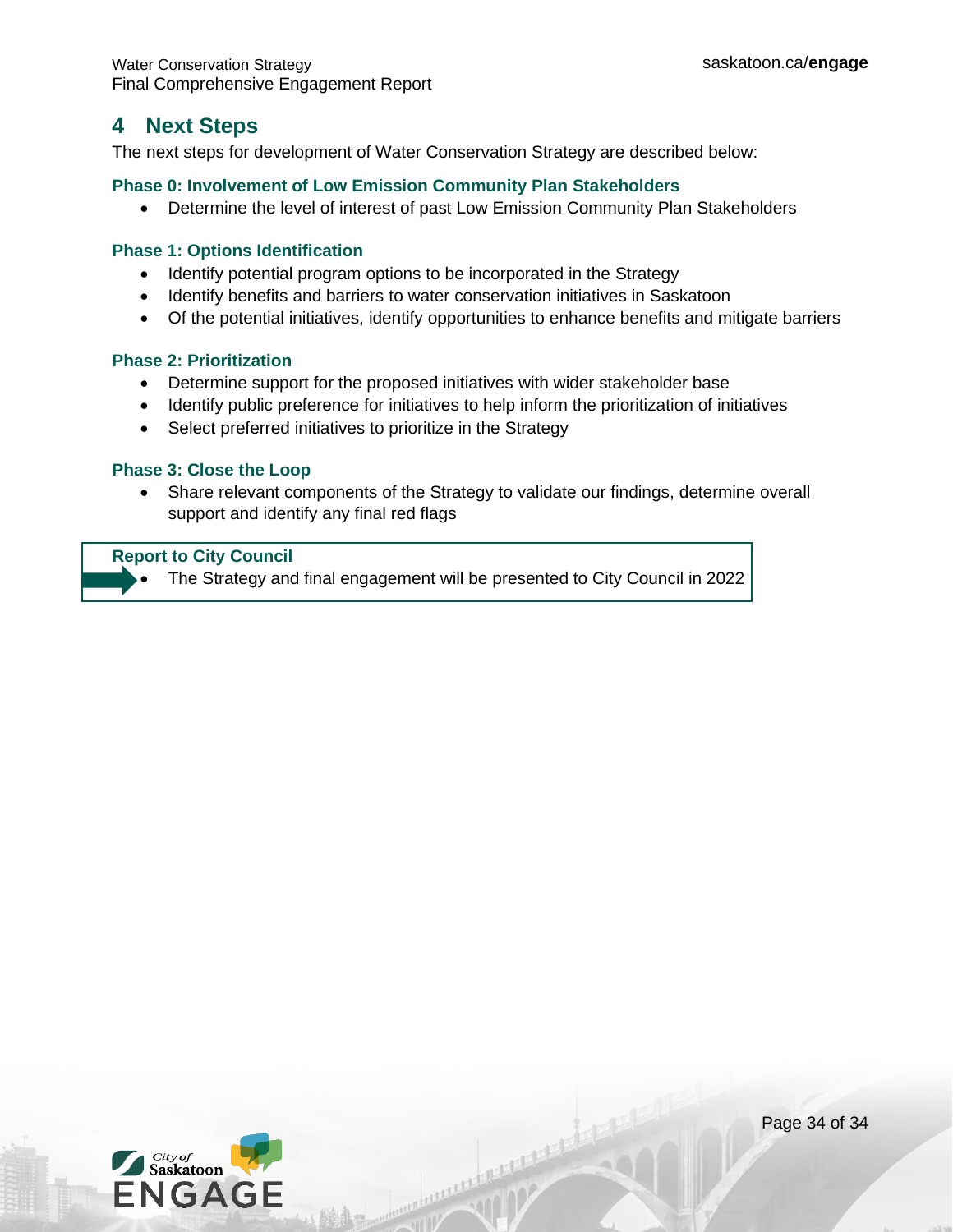# 4 Next Steps

The next steps for development of Water Conservation Strategy are described below:

### Phase 0: Involvement of Low Emission Community Plan Stakeholders

- Determine the level of interest of past Low Emission Community Plan Stakeholders

### Phase 1: Options Identification

- Identify potential program options to be incorporated in the Strategy
- Identify benefits and barriers to water conservation initiatives in Saskatoon
- Of the potential initiatives, identify opportunities to enhance benefits and mitigate barriers

### Phase 2: Prioritization

- Determine support for the proposed initiatives with wider stakeholder base
- Identify public preference for initiatives to help inform the prioritization of initiatives
- Select preferred initiatives to prioritize in the Strategy

### Phase 3: Close the Loop

- Share relevant components of the Strategy to validate our findings, determine overall support and identify any final red flags

### Report to City Council

- The Strategy and final engagement will be presented to City Council in 2022